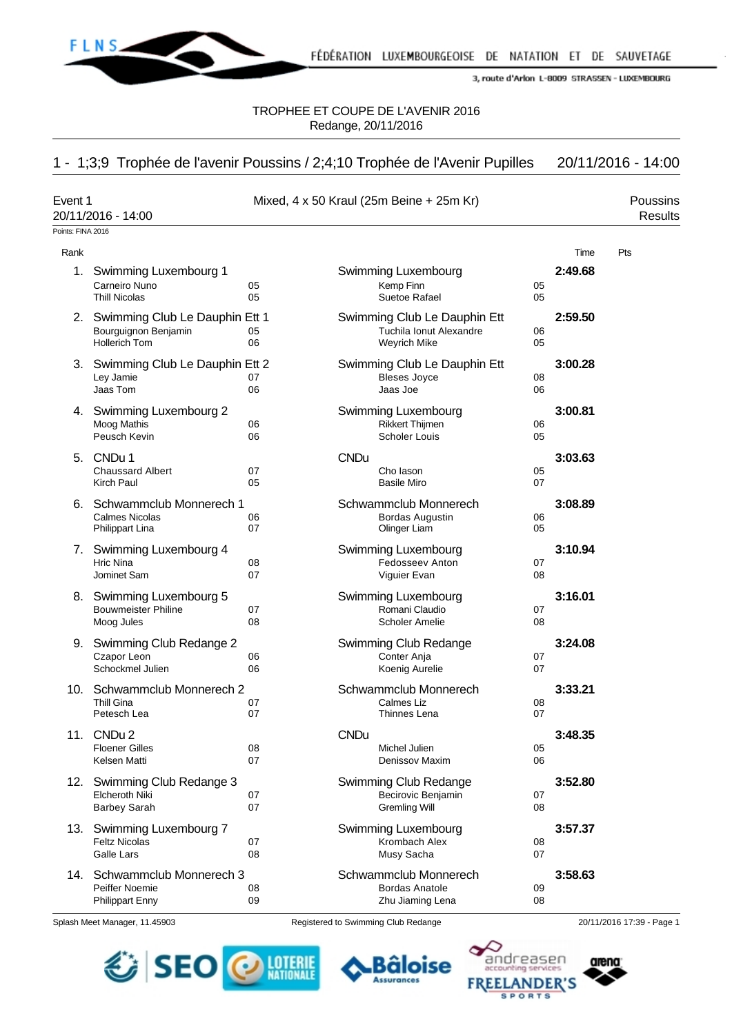FÉDÉRATION LUXEMBOURGEOISE DE NATATION ET DE SAUVETAGE

3, route d'Arlon L-8009 STRASSEN - LUXEMBOURG

TROPHEE ET COUPE DE L'AVENIR 2016
Redange, 20/11/2016

## 1 - 1;3;9 Trophée de l'avenir Poussins / 2;4;10 Trophée de l'Avenir Pupilles 20/11/2016 - 14:00

Event 1 — Mixed, 4 x 50 Kraul (25m Beine + 25m Kr) — Poussins
20/11/2016 - 14:00 — Results

Points: FINA 2016

| Rank | Team | | Club | | Time | Pts |
|---|---|---|---|---|---|---|
| 1. | Swimming Luxembourg 1 | | Swimming Luxembourg | | **2:49.68** | |
| | Carneiro Nuno | 05 | Kemp Finn | 05 | | |
| | Thill Nicolas | 05 | Suetoe Rafael | 05 | | |
| 2. | Swimming Club Le Dauphin Ett 1 | | Swimming Club Le Dauphin Ett | | **2:59.50** | |
| | Bourguignon Benjamin | 05 | Tuchila Ionut Alexandre | 06 | | |
| | Hollerich Tom | 06 | Weyrich Mike | 05 | | |
| 3. | Swimming Club Le Dauphin Ett 2 | | Swimming Club Le Dauphin Ett | | **3:00.28** | |
| | Ley Jamie | 07 | Bleses Joyce | 08 | | |
| | Jaas Tom | 06 | Jaas Joe | 06 | | |
| 4. | Swimming Luxembourg 2 | | Swimming Luxembourg | | **3:00.81** | |
| | Moog Mathis | 06 | Rikkert Thijmen | 06 | | |
| | Peusch Kevin | 06 | Scholer Louis | 05 | | |
| 5. | CNDu 1 | | CNDu | | **3:03.63** | |
| | Chaussard Albert | 07 | Cho Iason | 05 | | |
| | Kirch Paul | 05 | Basile Miro | 07 | | |
| 6. | Schwammclub Monnerech 1 | | Schwammclub Monnerech | | **3:08.89** | |
| | Calmes Nicolas | 06 | Bordas Augustin | 06 | | |
| | Philippart Lina | 07 | Olinger Liam | 05 | | |
| 7. | Swimming Luxembourg 4 | | Swimming Luxembourg | | **3:10.94** | |
| | Hric Nina | 08 | Fedosseev Anton | 07 | | |
| | Jominet Sam | 07 | Viguier Evan | 08 | | |
| 8. | Swimming Luxembourg 5 | | Swimming Luxembourg | | **3:16.01** | |
| | Bouwmeister Philine | 07 | Romani Claudio | 07 | | |
| | Moog Jules | 08 | Scholer Amelie | 08 | | |
| 9. | Swimming Club Redange 2 | | Swimming Club Redange | | **3:24.08** | |
| | Czapor Leon | 06 | Conter Anja | 07 | | |
| | Schockmel Julien | 06 | Koenig Aurelie | 07 | | |
| 10. | Schwammclub Monnerech 2 | | Schwammclub Monnerech | | **3:33.21** | |
| | Thill Gina | 07 | Calmes Liz | 08 | | |
| | Petesch Lea | 07 | Thinnes Lena | 07 | | |
| 11. | CNDu 2 | | CNDu | | **3:48.35** | |
| | Floener Gilles | 08 | Michel Julien | 05 | | |
| | Kelsen Matti | 07 | Denissov Maxim | 06 | | |
| 12. | Swimming Club Redange 3 | | Swimming Club Redange | | **3:52.80** | |
| | Elcheroth Niki | 07 | Becirovic Benjamin | 07 | | |
| | Barbey Sarah | 07 | Gremling Will | 08 | | |
| 13. | Swimming Luxembourg 7 | | Swimming Luxembourg | | **3:57.37** | |
| | Feltz Nicolas | 07 | Krombach Alex | 08 | | |
| | Galle Lars | 08 | Musy Sacha | 07 | | |
| 14. | Schwammclub Monnerech 3 | | Schwammclub Monnerech | | **3:58.63** | |
| | Peiffer Noemie | 08 | Bordas Anatole | 09 | | |
| | Philippart Enny | 09 | Zhu Jiaming Lena | 08 | | |

Splash Meet Manager, 11.45903 — Registered to Swimming Club Redange — 20/11/2016 17:39 - Page 1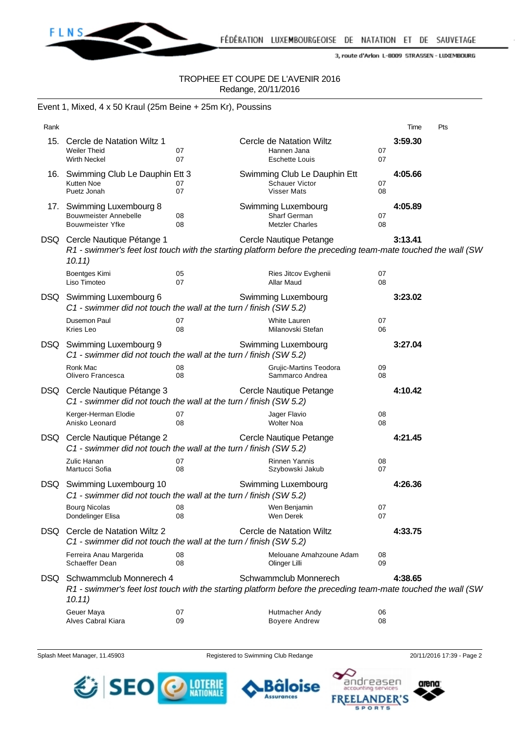TROPHEE ET COUPE DE L'AVENIR 2016
Redange, 20/11/2016

## Event 1, Mixed, 4 x 50 Kraul (25m Beine + 25m Kr), Poussins

| Rank | | | | | Time | Pts |
|---|---|---|---|---|---|---|
| 15. | Cercle de Natation Wiltz 1 | | Cercle de Natation Wiltz | | 3:59.30 | |
| | Weiler Theid | 07 | Hannen Jana | 07 | | |
| | Wirth Neckel | 07 | Eschette Louis | 07 | | |
| 16. | Swimming Club Le Dauphin Ett 3 | | Swimming Club Le Dauphin Ett | | 4:05.66 | |
| | Kutten Noe | 07 | Schauer Victor | 07 | | |
| | Puetz Jonah | 07 | Visser Mats | 08 | | |
| 17. | Swimming Luxembourg 8 | | Swimming Luxembourg | | 4:05.89 | |
| | Bouwmeister Annebelle | 08 | Sharf German | 07 | | |
| | Bouwmeister Yfke | 08 | Metzler Charles | 08 | | |
| DSQ | Cercle Nautique Pétange 1 | | Cercle Nautique Petange | | 3:13.41 | |
| | *R1 - swimmer's feet lost touch with the starting platform before the preceding team-mate touched the wall (SW 10.11)* | | | | | |
| | Boentges Kimi | 05 | Ries Jitcov Evghenii | 07 | | |
| | Liso Timoteo | 07 | Allar Maud | 08 | | |
| DSQ | Swimming Luxembourg 6 | | Swimming Luxembourg | | 3:23.02 | |
| | *C1 - swimmer did not touch the wall at the turn / finish (SW 5.2)* | | | | | |
| | Dusemon Paul | 07 | White Lauren | 07 | | |
| | Kries Leo | 08 | Milanovski Stefan | 06 | | |
| DSQ | Swimming Luxembourg 9 | | Swimming Luxembourg | | 3:27.04 | |
| | *C1 - swimmer did not touch the wall at the turn / finish (SW 5.2)* | | | | | |
| | Ronk Mac | 08 | Grujic-Martins Teodora | 09 | | |
| | Olivero Francesca | 08 | Sammarco Andrea | 08 | | |
| DSQ | Cercle Nautique Pétange 3 | | Cercle Nautique Petange | | 4:10.42 | |
| | *C1 - swimmer did not touch the wall at the turn / finish (SW 5.2)* | | | | | |
| | Kerger-Herman Elodie | 07 | Jager Flavio | 08 | | |
| | Anisko Leonard | 08 | Wolter Noa | 08 | | |
| DSQ | Cercle Nautique Pétange 2 | | Cercle Nautique Petange | | 4:21.45 | |
| | *C1 - swimmer did not touch the wall at the turn / finish (SW 5.2)* | | | | | |
| | Zulic Hanan | 07 | Rinnen Yannis | 08 | | |
| | Martucci Sofia | 08 | Szybowski Jakub | 07 | | |
| DSQ | Swimming Luxembourg 10 | | Swimming Luxembourg | | 4:26.36 | |
| | *C1 - swimmer did not touch the wall at the turn / finish (SW 5.2)* | | | | | |
| | Bourg Nicolas | 08 | Wen Benjamin | 07 | | |
| | Dondelinger Elisa | 08 | Wen Derek | 07 | | |
| DSQ | Cercle de Natation Wiltz 2 | | Cercle de Natation Wiltz | | 4:33.75 | |
| | *C1 - swimmer did not touch the wall at the turn / finish (SW 5.2)* | | | | | |
| | Ferreira Anau Margerida | 08 | Melouane Amahzoune Adam | 08 | | |
| | Schaeffer Dean | 08 | Olinger Lilli | 09 | | |
| DSQ | Schwammclub Monnerech 4 | | Schwammclub Monnerech | | 4:38.65 | |
| | *R1 - swimmer's feet lost touch with the starting platform before the preceding team-mate touched the wall (SW 10.11)* | | | | | |
| | Geuer Maya | 07 | Hutmacher Andy | 06 | | |
| | Alves Cabral Kiara | 09 | Boyere Andrew | 08 | | |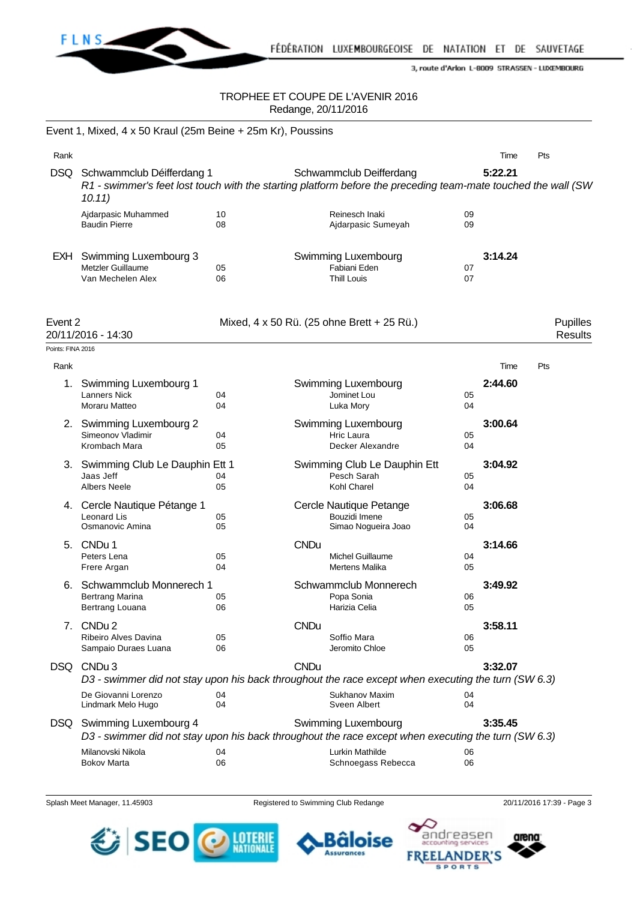TROPHEE ET COUPE DE L'AVENIR 2016
Redange, 20/11/2016

## Event 1, Mixed, 4 x 50 Kraul (25m Beine + 25m Kr), Poussins

| Rank | | | | | Time | Pts |
|---|---|---|---|---|---|---|
| DSQ | Schwammclub Déifferdang 1 | | Schwammclub Deifferdang | | **5:22.21** | |
| | *R1 - swimmer's feet lost touch with the starting platform before the preceding team-mate touched the wall (SW 10.11)* | | | | | |
| | Ajdarpasic Muhammed | 10 | Reinesch Inaki | 09 | | |
| | Baudin Pierre | 08 | Ajdarpasic Sumeyah | 09 | | |
| EXH | Swimming Luxembourg 3 | | Swimming Luxembourg | | **3:14.24** | |
| | Metzler Guillaume | 05 | Fabiani Eden | 07 | | |
| | Van Mechelen Alex | 06 | Thill Louis | 07 | | |

## Event 2 — Mixed, 4 x 50 Rü. (25 ohne Brett + 25 Rü.) — Pupilles Results

20/11/2016 - 14:30

Points: FINA 2016

| Rank | | | | | Time | Pts |
|---|---|---|---|---|---|---|
| 1. | Swimming Luxembourg 1 | | Swimming Luxembourg | | **2:44.60** | |
| | Lanners Nick | 04 | Jominet Lou | 05 | | |
| | Moraru Matteo | 04 | Luka Mory | 04 | | |
| 2. | Swimming Luxembourg 2 | | Swimming Luxembourg | | **3:00.64** | |
| | Simeonov Vladimir | 04 | Hric Laura | 05 | | |
| | Krombach Mara | 05 | Decker Alexandre | 04 | | |
| 3. | Swimming Club Le Dauphin Ett 1 | | Swimming Club Le Dauphin Ett | | **3:04.92** | |
| | Jaas Jeff | 04 | Pesch Sarah | 05 | | |
| | Albers Neele | 05 | Kohl Charel | 04 | | |
| 4. | Cercle Nautique Pétange 1 | | Cercle Nautique Petange | | **3:06.68** | |
| | Leonard Lis | 05 | Bouzidi Imene | 05 | | |
| | Osmanovic Amina | 05 | Simao Nogueira Joao | 04 | | |
| 5. | CNDu 1 | | CNDu | | **3:14.66** | |
| | Peters Lena | 05 | Michel Guillaume | 04 | | |
| | Frere Argan | 04 | Mertens Malika | 05 | | |
| 6. | Schwammclub Monnerech 1 | | Schwammclub Monnerech | | **3:49.92** | |
| | Bertrang Marina | 05 | Popa Sonia | 06 | | |
| | Bertrang Louana | 06 | Harizia Celia | 05 | | |
| 7. | CNDu 2 | | CNDu | | **3:58.11** | |
| | Ribeiro Alves Davina | 05 | Soffio Mara | 06 | | |
| | Sampaio Duraes Luana | 06 | Jeromito Chloe | 05 | | |
| DSQ | CNDu 3 | | CNDu | | **3:32.07** | |
| | *D3 - swimmer did not stay upon his back throughout the race except when executing the turn (SW 6.3)* | | | | | |
| | De Giovanni Lorenzo | 04 | Sukhanov Maxim | 04 | | |
| | Lindmark Melo Hugo | 04 | Sveen Albert | 04 | | |
| DSQ | Swimming Luxembourg 4 | | Swimming Luxembourg | | **3:35.45** | |
| | *D3 - swimmer did not stay upon his back throughout the race except when executing the turn (SW 6.3)* | | | | | |
| | Milanovski Nikola | 04 | Lurkin Mathilde | 06 | | |
| | Bokov Marta | 06 | Schnoegass Rebecca | 06 | | |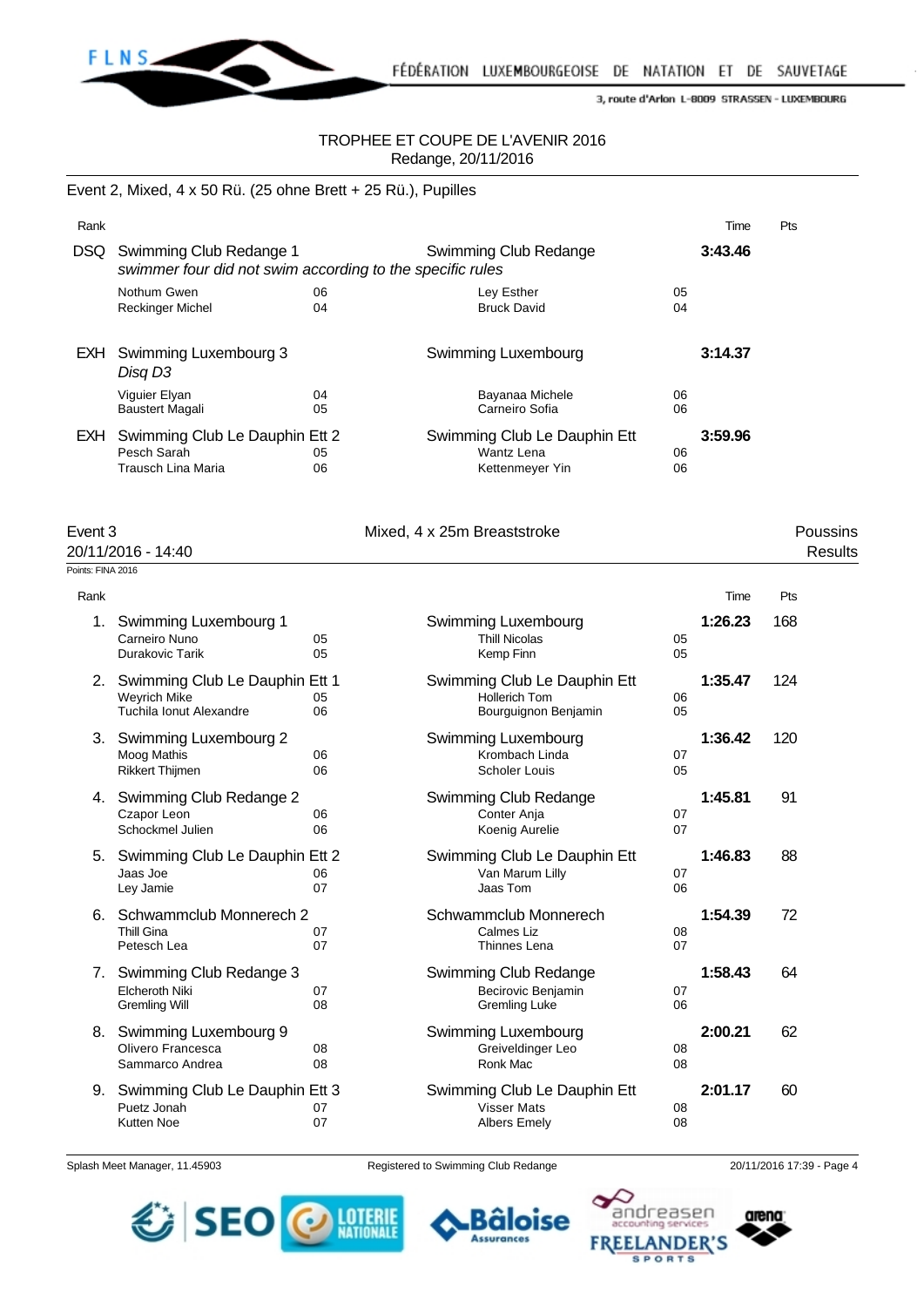TROPHEE ET COUPE DE L'AVENIR 2016
Redange, 20/11/2016

Event 2, Mixed, 4 x 50 Rü. (25 ohne Brett + 25 Rü.), Pupilles

| Rank | | | | | Time | Pts |
|---|---|---|---|---|---|---|
| DSQ | Swimming Club Redange 1 | | Swimming Club Redange | | **3:43.46** | |
| | *swimmer four did not swim according to the specific rules* | | | | | |
| | Nothum Gwen | 06 | Ley Esther | 05 | | |
| | Reckinger Michel | 04 | Bruck David | 04 | | |
| EXH | Swimming Luxembourg 3 | | Swimming Luxembourg | | **3:14.37** | |
| | *Disq D3* | | | | | |
| | Viguier Elyan | 04 | Bayanaa Michele | 06 | | |
| | Baustert Magali | 05 | Carneiro Sofia | 06 | | |
| EXH | Swimming Club Le Dauphin Ett 2 | | Swimming Club Le Dauphin Ett | | **3:59.96** | |
| | Pesch Sarah | 05 | Wantz Lena | 06 | | |
| | Trausch Lina Maria | 06 | Kettenmeyer Yin | 06 | | |

Event 3 — Mixed, 4 x 25m Breaststroke — Poussins
20/11/2016 - 14:40 — Results
Points: FINA 2016

| Rank | | | | | Time | Pts |
|---|---|---|---|---|---|---|
| 1. | Swimming Luxembourg 1 | | Swimming Luxembourg | | **1:26.23** | 168 |
| | Carneiro Nuno | 05 | Thill Nicolas | 05 | | |
| | Durakovic Tarik | 05 | Kemp Finn | 05 | | |
| 2. | Swimming Club Le Dauphin Ett 1 | | Swimming Club Le Dauphin Ett | | **1:35.47** | 124 |
| | Weyrich Mike | 05 | Hollerich Tom | 06 | | |
| | Tuchila Ionut Alexandre | 06 | Bourguignon Benjamin | 05 | | |
| 3. | Swimming Luxembourg 2 | | Swimming Luxembourg | | **1:36.42** | 120 |
| | Moog Mathis | 06 | Krombach Linda | 07 | | |
| | Rikkert Thijmen | 06 | Scholer Louis | 05 | | |
| 4. | Swimming Club Redange 2 | | Swimming Club Redange | | **1:45.81** | 91 |
| | Czapor Leon | 06 | Conter Anja | 07 | | |
| | Schockmel Julien | 06 | Koenig Aurelie | 07 | | |
| 5. | Swimming Club Le Dauphin Ett 2 | | Swimming Club Le Dauphin Ett | | **1:46.83** | 88 |
| | Jaas Joe | 06 | Van Marum Lilly | 07 | | |
| | Ley Jamie | 07 | Jaas Tom | 06 | | |
| 6. | Schwammclub Monnerech 2 | | Schwammclub Monnerech | | **1:54.39** | 72 |
| | Thill Gina | 07 | Calmes Liz | 08 | | |
| | Petesch Lea | 07 | Thinnes Lena | 07 | | |
| 7. | Swimming Club Redange 3 | | Swimming Club Redange | | **1:58.43** | 64 |
| | Elcheroth Niki | 07 | Becirovic Benjamin | 07 | | |
| | Gremling Will | 08 | Gremling Luke | 06 | | |
| 8. | Swimming Luxembourg 9 | | Swimming Luxembourg | | **2:00.21** | 62 |
| | Olivero Francesca | 08 | Greiveldinger Leo | 08 | | |
| | Sammarco Andrea | 08 | Ronk Mac | 08 | | |
| 9. | Swimming Club Le Dauphin Ett 3 | | Swimming Club Le Dauphin Ett | | **2:01.17** | 60 |
| | Puetz Jonah | 07 | Visser Mats | 08 | | |
| | Kutten Noe | 07 | Albers Emely | 08 | | |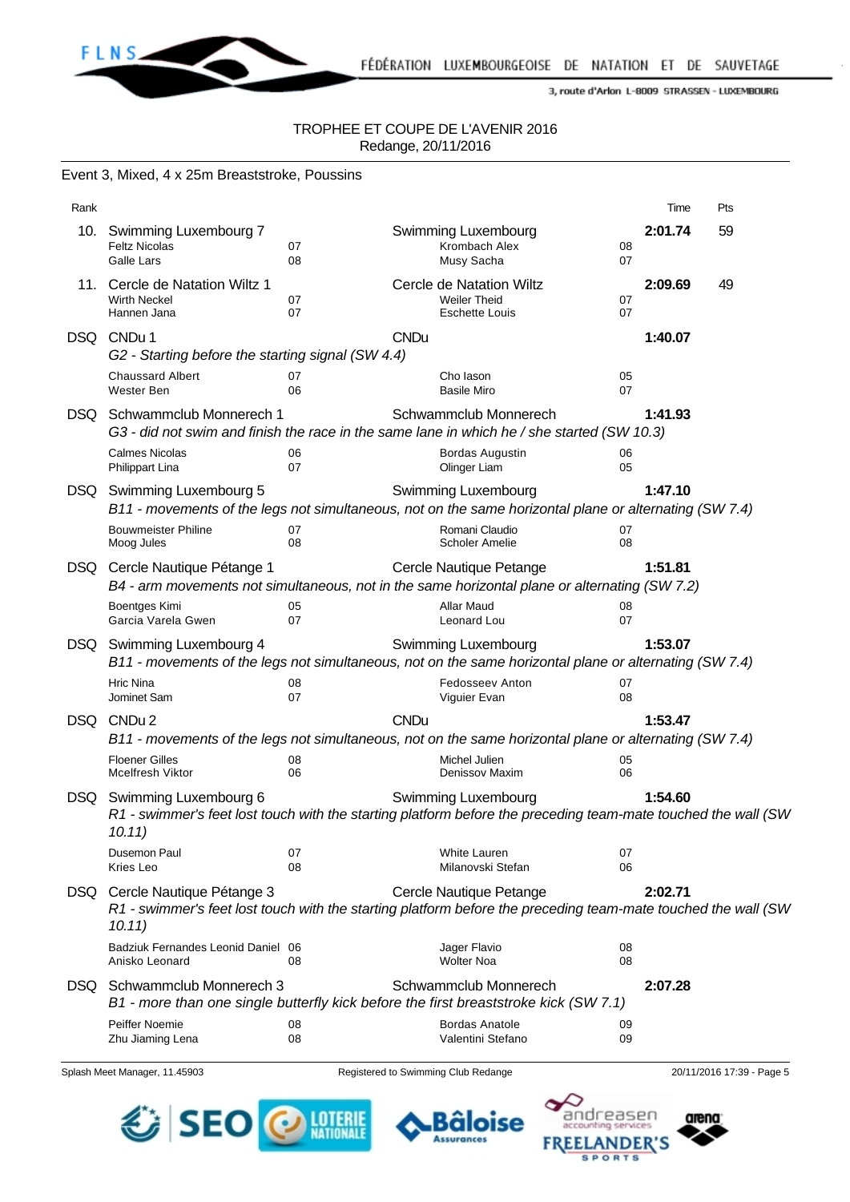TROPHEE ET COUPE DE L'AVENIR 2016
Redange, 20/11/2016

## Event 3, Mixed, 4 x 25m Breaststroke, Poussins

| Rank | | | | | Time | Pts |
|---|---|---|---|---|---|---|
| 10. | Swimming Luxembourg 7 | | Swimming Luxembourg | | **2:01.74** | 59 |
| | Feltz Nicolas | 07 | Krombach Alex | 08 | | |
| | Galle Lars | 08 | Musy Sacha | 07 | | |
| 11. | Cercle de Natation Wiltz 1 | | Cercle de Natation Wiltz | | **2:09.69** | 49 |
| | Wirth Neckel | 07 | Weiler Theid | 07 | | |
| | Hannen Jana | 07 | Eschette Louis | 07 | | |
| DSQ | CNDu 1 | | CNDu | | **1:40.07** | |
| | *G2 - Starting before the starting signal (SW 4.4)* | | | | | |
| | Chaussard Albert | 07 | Cho Iason | 05 | | |
| | Wester Ben | 06 | Basile Miro | 07 | | |
| DSQ | Schwammclub Monnerech 1 | | Schwammclub Monnerech | | **1:41.93** | |
| | *G3 - did not swim and finish the race in the same lane in which he / she started (SW 10.3)* | | | | | |
| | Calmes Nicolas | 06 | Bordas Augustin | 06 | | |
| | Philippart Lina | 07 | Olinger Liam | 05 | | |
| DSQ | Swimming Luxembourg 5 | | Swimming Luxembourg | | **1:47.10** | |
| | *B11 - movements of the legs not simultaneous, not on the same horizontal plane or alternating (SW 7.4)* | | | | | |
| | Bouwmeister Philine | 07 | Romani Claudio | 07 | | |
| | Moog Jules | 08 | Scholer Amelie | 08 | | |
| DSQ | Cercle Nautique Pétange 1 | | Cercle Nautique Petange | | **1:51.81** | |
| | *B4 - arm movements not simultaneous, not in the same horizontal plane or alternating (SW 7.2)* | | | | | |
| | Boentges Kimi | 05 | Allar Maud | 08 | | |
| | Garcia Varela Gwen | 07 | Leonard Lou | 07 | | |
| DSQ | Swimming Luxembourg 4 | | Swimming Luxembourg | | **1:53.07** | |
| | *B11 - movements of the legs not simultaneous, not on the same horizontal plane or alternating (SW 7.4)* | | | | | |
| | Hric Nina | 08 | Fedosseev Anton | 07 | | |
| | Jominet Sam | 07 | Viguier Evan | 08 | | |
| DSQ | CNDu 2 | | CNDu | | **1:53.47** | |
| | *B11 - movements of the legs not simultaneous, not on the same horizontal plane or alternating (SW 7.4)* | | | | | |
| | Floener Gilles | 08 | Michel Julien | 05 | | |
| | Mcelfresh Viktor | 06 | Denissov Maxim | 06 | | |
| DSQ | Swimming Luxembourg 6 | | Swimming Luxembourg | | **1:54.60** | |
| | *R1 - swimmer's feet lost touch with the starting platform before the preceding team-mate touched the wall (SW 10.11)* | | | | | |
| | Dusemon Paul | 07 | White Lauren | 07 | | |
| | Kries Leo | 08 | Milanovski Stefan | 06 | | |
| DSQ | Cercle Nautique Pétange 3 | | Cercle Nautique Petange | | **2:02.71** | |
| | *R1 - swimmer's feet lost touch with the starting platform before the preceding team-mate touched the wall (SW 10.11)* | | | | | |
| | Badziuk Fernandes Leonid Daniel | 06 | Jager Flavio | 08 | | |
| | Anisko Leonard | 08 | Wolter Noa | 08 | | |
| DSQ | Schwammclub Monnerech 3 | | Schwammclub Monnerech | | **2:07.28** | |
| | *B1 - more than one single butterfly kick before the first breaststroke kick (SW 7.1)* | | | | | |
| | Peiffer Noemie | 08 | Bordas Anatole | 09 | | |
| | Zhu Jiaming Lena | 08 | Valentini Stefano | 09 | | |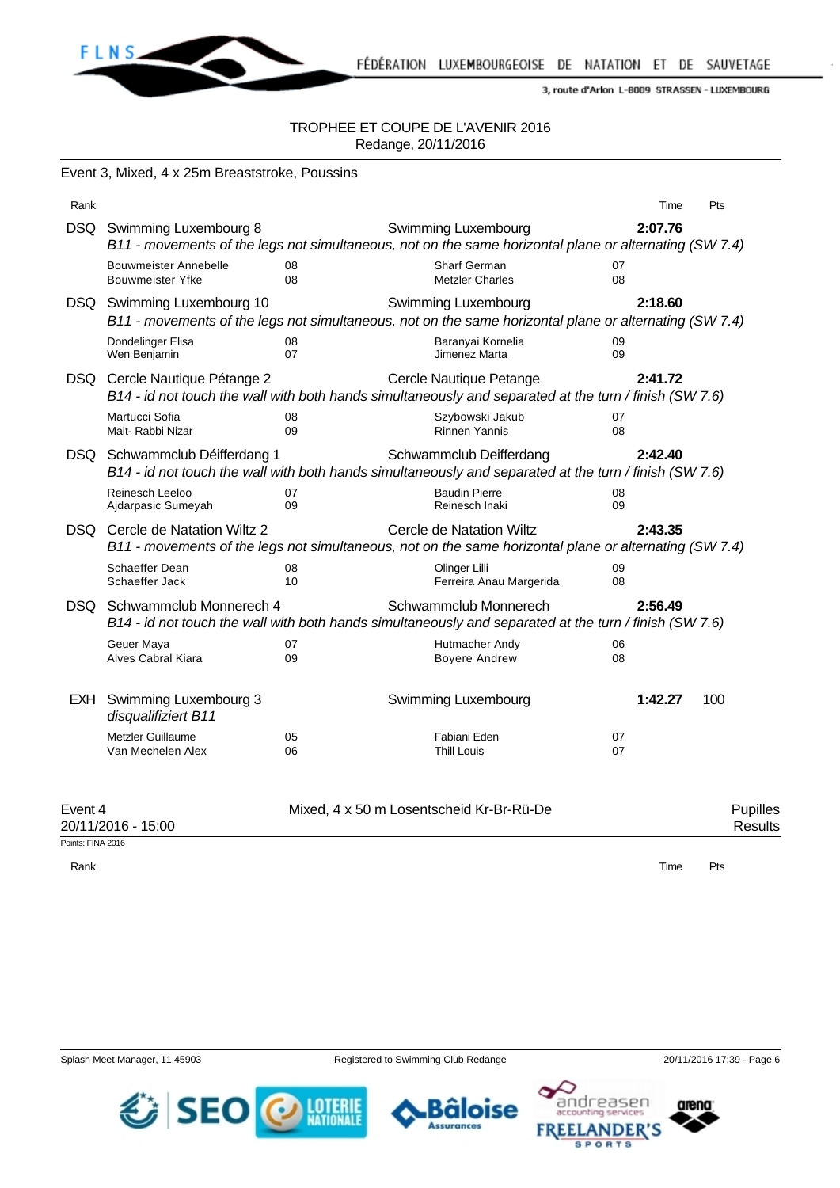TROPHEE ET COUPE DE L'AVENIR 2016
Redange, 20/11/2016

## Event 3, Mixed, 4 x 25m Breaststroke, Poussins

| Rank | | | | | Time | Pts |
|---|---|---|---|---|---|---|
| DSQ | Swimming Luxembourg 8 | | Swimming Luxembourg | | **2:07.76** | |
| | *B11 - movements of the legs not simultaneous, not on the same horizontal plane or alternating (SW 7.4)* | | | | | |
| | Bouwmeister Annebelle | 08 | Sharf German | 07 | | |
| | Bouwmeister Yfke | 08 | Metzler Charles | 08 | | |
| DSQ | Swimming Luxembourg 10 | | Swimming Luxembourg | | **2:18.60** | |
| | *B11 - movements of the legs not simultaneous, not on the same horizontal plane or alternating (SW 7.4)* | | | | | |
| | Dondelinger Elisa | 08 | Baranyai Kornelia | 09 | | |
| | Wen Benjamin | 07 | Jimenez Marta | 09 | | |
| DSQ | Cercle Nautique Pétange 2 | | Cercle Nautique Petange | | **2:41.72** | |
| | *B14 - id not touch the wall with both hands simultaneously and separated at the turn / finish (SW 7.6)* | | | | | |
| | Martucci Sofia | 08 | Szybowski Jakub | 07 | | |
| | Mait- Rabbi Nizar | 09 | Rinnen Yannis | 08 | | |
| DSQ | Schwammclub Déifferdang 1 | | Schwammclub Deifferdang | | **2:42.40** | |
| | *B14 - id not touch the wall with both hands simultaneously and separated at the turn / finish (SW 7.6)* | | | | | |
| | Reinesch Leeloo | 07 | Baudin Pierre | 08 | | |
| | Ajdarpasic Sumeyah | 09 | Reinesch Inaki | 09 | | |
| DSQ | Cercle de Natation Wiltz 2 | | Cercle de Natation Wiltz | | **2:43.35** | |
| | *B11 - movements of the legs not simultaneous, not on the same horizontal plane or alternating (SW 7.4)* | | | | | |
| | Schaeffer Dean | 08 | Olinger Lilli | 09 | | |
| | Schaeffer Jack | 10 | Ferreira Anau Margerida | 08 | | |
| DSQ | Schwammclub Monnerech 4 | | Schwammclub Monnerech | | **2:56.49** | |
| | *B14 - id not touch the wall with both hands simultaneously and separated at the turn / finish (SW 7.6)* | | | | | |
| | Geuer Maya | 07 | Hutmacher Andy | 06 | | |
| | Alves Cabral Kiara | 09 | Boyere Andrew | 08 | | |
| EXH | Swimming Luxembourg 3 | | Swimming Luxembourg | | **1:42.27** | 100 |
| | *disqualifiziert B11* | | | | | |
| | Metzler Guillaume | 05 | Fabiani Eden | 07 | | |
| | Van Mechelen Alex | 06 | Thill Louis | 07 | | |

## Event 4 — Mixed, 4 x 50 m Losentscheid Kr-Br-Rü-De — Pupilles

20/11/2016 - 15:00 — Results

Points: FINA 2016

| Rank | Time | Pts |
|---|---|---|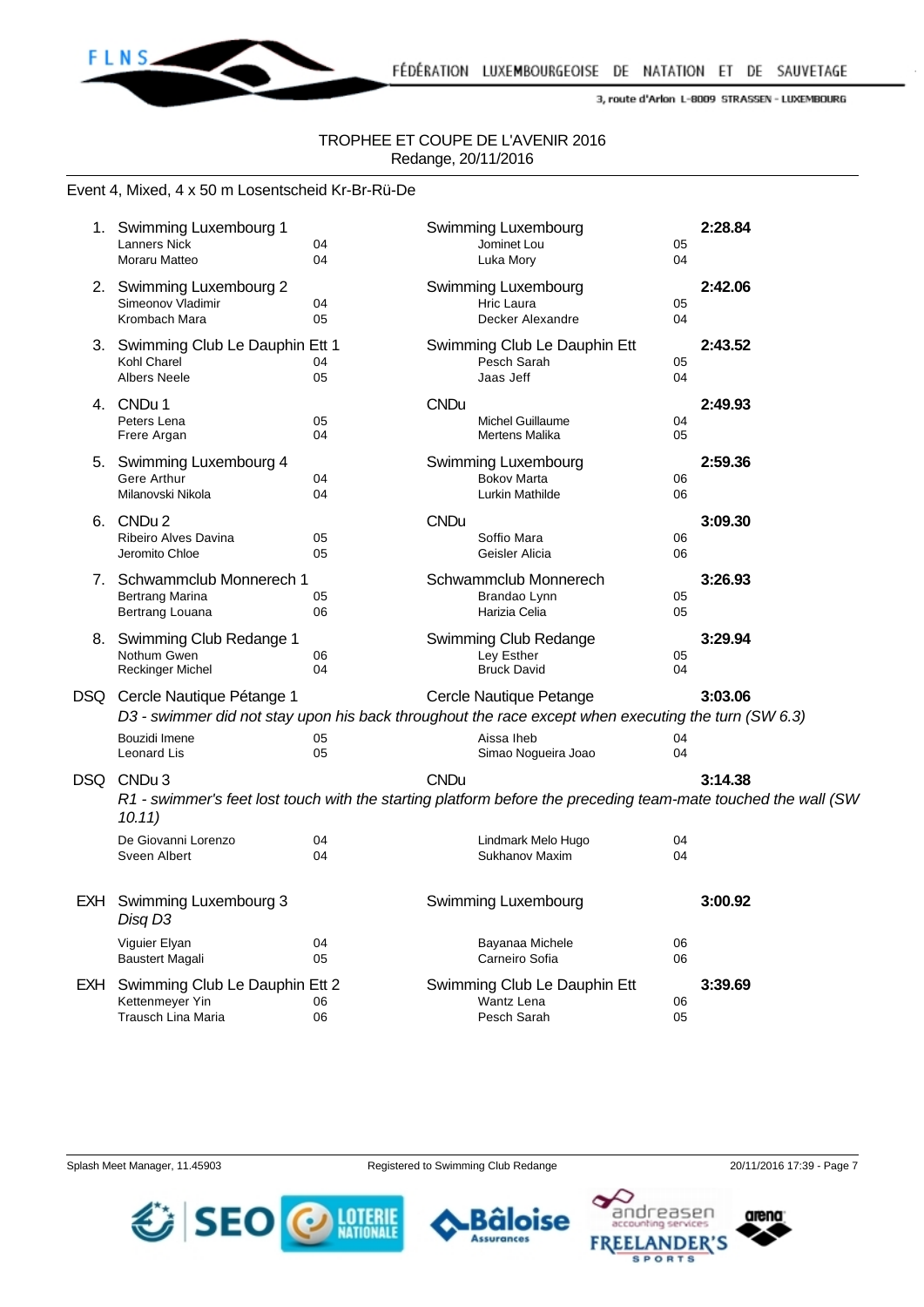TROPHEE ET COUPE DE L'AVENIR 2016
Redange, 20/11/2016

## Event 4, Mixed, 4 x 50 m Losentscheid Kr-Br-Rü-De

| Place | Team / Swimmer | YB | Club / Swimmer | YB | Time |
|---|---|---|---|---|---|
| 1. | Swimming Luxembourg 1 | | Swimming Luxembourg | | 2:28.84 |
| | Lanners Nick | 04 | Jominet Lou | 05 | |
| | Moraru Matteo | 04 | Luka Mory | 04 | |
| 2. | Swimming Luxembourg 2 | | Swimming Luxembourg | | 2:42.06 |
| | Simeonov Vladimir | 04 | Hric Laura | 05 | |
| | Krombach Mara | 05 | Decker Alexandre | 04 | |
| 3. | Swimming Club Le Dauphin Ett 1 | | Swimming Club Le Dauphin Ett | | 2:43.52 |
| | Kohl Charel | 04 | Pesch Sarah | 05 | |
| | Albers Neele | 05 | Jaas Jeff | 04 | |
| 4. | CNDu 1 | | CNDu | | 2:49.93 |
| | Peters Lena | 05 | Michel Guillaume | 04 | |
| | Frere Argan | 04 | Mertens Malika | 05 | |
| 5. | Swimming Luxembourg 4 | | Swimming Luxembourg | | 2:59.36 |
| | Gere Arthur | 04 | Bokov Marta | 06 | |
| | Milanovski Nikola | 04 | Lurkin Mathilde | 06 | |
| 6. | CNDu 2 | | CNDu | | 3:09.30 |
| | Ribeiro Alves Davina | 05 | Soffio Mara | 06 | |
| | Jeromito Chloe | 05 | Geisler Alicia | 06 | |
| 7. | Schwammclub Monnerech 1 | | Schwammclub Monnerech | | 3:26.93 |
| | Bertrang Marina | 05 | Brandao Lynn | 05 | |
| | Bertrang Louana | 06 | Harizia Celia | 05 | |
| 8. | Swimming Club Redange 1 | | Swimming Club Redange | | 3:29.94 |
| | Nothum Gwen | 06 | Ley Esther | 05 | |
| | Reckinger Michel | 04 | Bruck David | 04 | |
| DSQ | Cercle Nautique Pétange 1 | | Cercle Nautique Petange | | 3:03.06 |
| | *D3 - swimmer did not stay upon his back throughout the race except when executing the turn (SW 6.3)* | | | | |
| | Bouzidi Imene | 05 | Aissa Iheb | 04 | |
| | Leonard Lis | 05 | Simao Nogueira Joao | 04 | |
| DSQ | CNDu 3 | | CNDu | | 3:14.38 |
| | *R1 - swimmer's feet lost touch with the starting platform before the preceding team-mate touched the wall (SW 10.11)* | | | | |
| | De Giovanni Lorenzo | 04 | Lindmark Melo Hugo | 04 | |
| | Sveen Albert | 04 | Sukhanov Maxim | 04 | |
| EXH | Swimming Luxembourg 3 | | Swimming Luxembourg | | 3:00.92 |
| | *Disq D3* | | | | |
| | Viguier Elyan | 04 | Bayanaa Michele | 06 | |
| | Baustert Magali | 05 | Carneiro Sofia | 06 | |
| EXH | Swimming Club Le Dauphin Ett 2 | | Swimming Club Le Dauphin Ett | | 3:39.69 |
| | Kettenmeyer Yin | 06 | Wantz Lena | 06 | |
| | Trausch Lina Maria | 06 | Pesch Sarah | 05 | |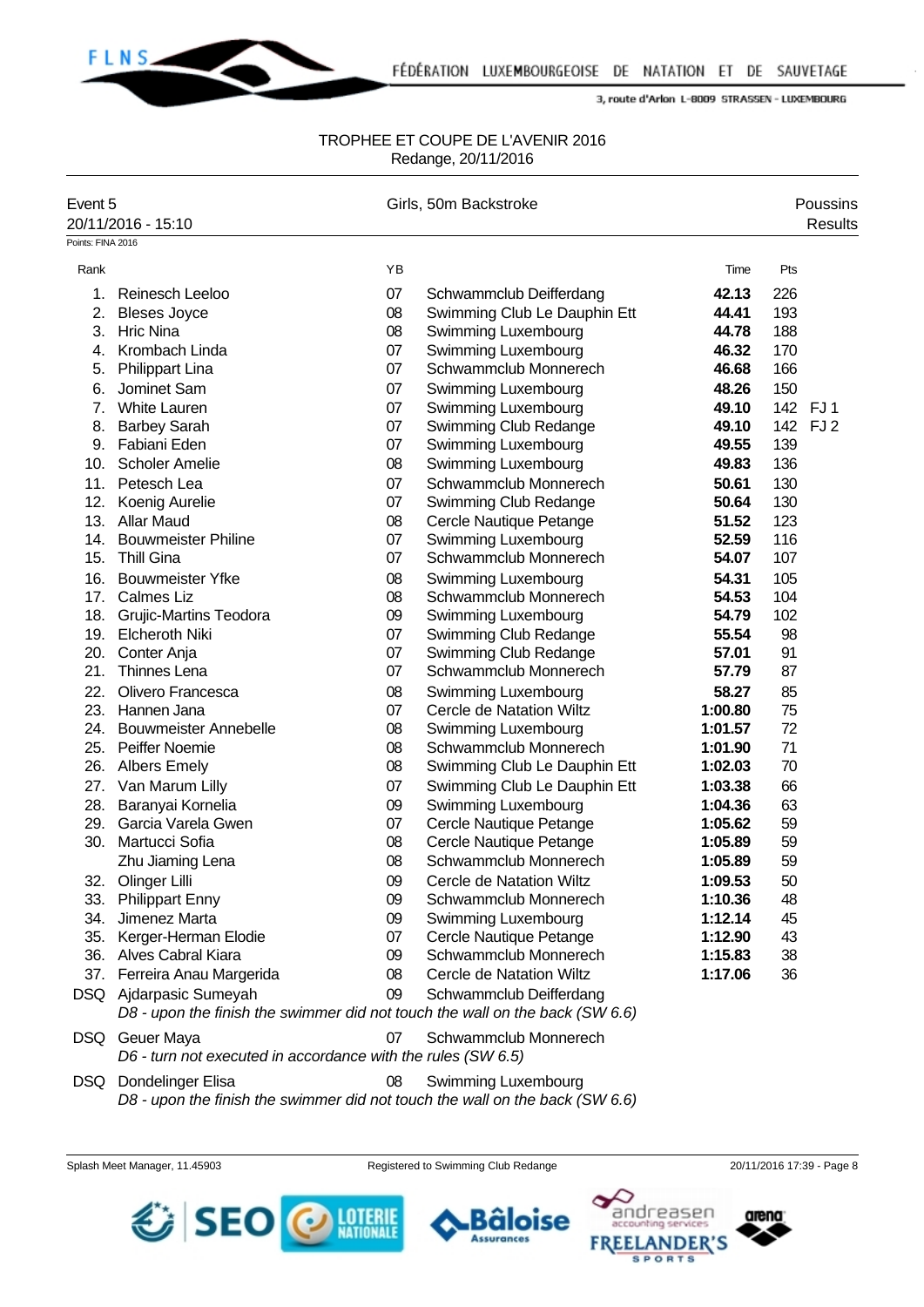TROPHEE ET COUPE DE L'AVENIR 2016
Redange, 20/11/2016

Event 5 — Girls, 50m Backstroke — Poussins
20/11/2016 - 15:10 — Results

Points: FINA 2016

| Rank | | YB | | Time | Pts | |
|---|---|---|---|---|---|---|
| 1. | Reinesch Leeloo | 07 | Schwammclub Deifferdang | **42.13** | 226 | |
| 2. | Bleses Joyce | 08 | Swimming Club Le Dauphin Ett | **44.41** | 193 | |
| 3. | Hric Nina | 08 | Swimming Luxembourg | **44.78** | 188 | |
| 4. | Krombach Linda | 07 | Swimming Luxembourg | **46.32** | 170 | |
| 5. | Philippart Lina | 07 | Schwammclub Monnerech | **46.68** | 166 | |
| 6. | Jominet Sam | 07 | Swimming Luxembourg | **48.26** | 150 | |
| 7. | White Lauren | 07 | Swimming Luxembourg | **49.10** | 142 | FJ 1 |
| 8. | Barbey Sarah | 07 | Swimming Club Redange | **49.10** | 142 | FJ 2 |
| 9. | Fabiani Eden | 07 | Swimming Luxembourg | **49.55** | 139 | |
| 10. | Scholer Amelie | 08 | Swimming Luxembourg | **49.83** | 136 | |
| 11. | Petesch Lea | 07 | Schwammclub Monnerech | **50.61** | 130 | |
| 12. | Koenig Aurelie | 07 | Swimming Club Redange | **50.64** | 130 | |
| 13. | Allar Maud | 08 | Cercle Nautique Petange | **51.52** | 123 | |
| 14. | Bouwmeister Philine | 07 | Swimming Luxembourg | **52.59** | 116 | |
| 15. | Thill Gina | 07 | Schwammclub Monnerech | **54.07** | 107 | |
| 16. | Bouwmeister Yfke | 08 | Swimming Luxembourg | **54.31** | 105 | |
| 17. | Calmes Liz | 08 | Schwammclub Monnerech | **54.53** | 104 | |
| 18. | Grujic-Martins Teodora | 09 | Swimming Luxembourg | **54.79** | 102 | |
| 19. | Elcheroth Niki | 07 | Swimming Club Redange | **55.54** | 98 | |
| 20. | Conter Anja | 07 | Swimming Club Redange | **57.01** | 91 | |
| 21. | Thinnes Lena | 07 | Schwammclub Monnerech | **57.79** | 87 | |
| 22. | Olivero Francesca | 08 | Swimming Luxembourg | **58.27** | 85 | |
| 23. | Hannen Jana | 07 | Cercle de Natation Wiltz | **1:00.80** | 75 | |
| 24. | Bouwmeister Annebelle | 08 | Swimming Luxembourg | **1:01.57** | 72 | |
| 25. | Peiffer Noemie | 08 | Schwammclub Monnerech | **1:01.90** | 71 | |
| 26. | Albers Emely | 08 | Swimming Club Le Dauphin Ett | **1:02.03** | 70 | |
| 27. | Van Marum Lilly | 07 | Swimming Club Le Dauphin Ett | **1:03.38** | 66 | |
| 28. | Baranyai Kornelia | 09 | Swimming Luxembourg | **1:04.36** | 63 | |
| 29. | Garcia Varela Gwen | 07 | Cercle Nautique Petange | **1:05.62** | 59 | |
| 30. | Martucci Sofia | 08 | Cercle Nautique Petange | **1:05.89** | 59 | |
| | Zhu Jiaming Lena | 08 | Schwammclub Monnerech | **1:05.89** | 59 | |
| 32. | Olinger Lilli | 09 | Cercle de Natation Wiltz | **1:09.53** | 50 | |
| 33. | Philippart Enny | 09 | Schwammclub Monnerech | **1:10.36** | 48 | |
| 34. | Jimenez Marta | 09 | Swimming Luxembourg | **1:12.14** | 45 | |
| 35. | Kerger-Herman Elodie | 07 | Cercle Nautique Petange | **1:12.90** | 43 | |
| 36. | Alves Cabral Kiara | 09 | Schwammclub Monnerech | **1:15.83** | 38 | |
| 37. | Ferreira Anau Margerida | 08 | Cercle de Natation Wiltz | **1:17.06** | 36 | |
| DSQ | Ajdarpasic Sumeyah | 09 | Schwammclub Deifferdang | | | |
| | *D8 - upon the finish the swimmer did not touch the wall on the back (SW 6.6)* | | | | | |
| DSQ | Geuer Maya | 07 | Schwammclub Monnerech | | | |
| | *D6 - turn not executed in accordance with the rules (SW 6.5)* | | | | | |
| DSQ | Dondelinger Elisa | 08 | Swimming Luxembourg | | | |
| | *D8 - upon the finish the swimmer did not touch the wall on the back (SW 6.6)* | | | | | |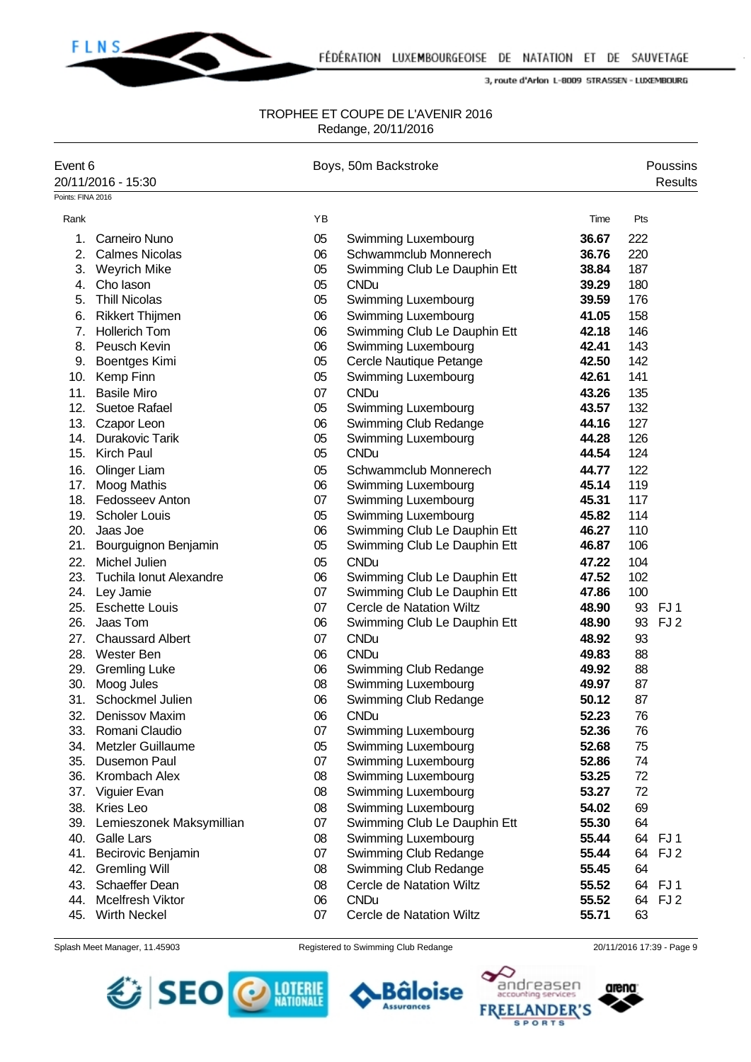FÉDÉRATION LUXEMBOURGEOISE DE NATATION ET DE SAUVETAGE

3, route d'Arlon L-8009 STRASSEN - LUXEMBOURG

TROPHEE ET COUPE DE L'AVENIR 2016
Redange, 20/11/2016

Event 6 — Boys, 50m Backstroke — Poussins
20/11/2016 - 15:30 — Results

Points: FINA 2016

| Rank | | YB | | Time | Pts | |
|---|---|---|---|---|---|---|
| 1. | Carneiro Nuno | 05 | Swimming Luxembourg | **36.67** | 222 | |
| 2. | Calmes Nicolas | 06 | Schwammclub Monnerech | **36.76** | 220 | |
| 3. | Weyrich Mike | 05 | Swimming Club Le Dauphin Ett | **38.84** | 187 | |
| 4. | Cho Iason | 05 | CNDu | **39.29** | 180 | |
| 5. | Thill Nicolas | 05 | Swimming Luxembourg | **39.59** | 176 | |
| 6. | Rikkert Thijmen | 06 | Swimming Luxembourg | **41.05** | 158 | |
| 7. | Hollerich Tom | 06 | Swimming Club Le Dauphin Ett | **42.18** | 146 | |
| 8. | Peusch Kevin | 06 | Swimming Luxembourg | **42.41** | 143 | |
| 9. | Boentges Kimi | 05 | Cercle Nautique Petange | **42.50** | 142 | |
| 10. | Kemp Finn | 05 | Swimming Luxembourg | **42.61** | 141 | |
| 11. | Basile Miro | 07 | CNDu | **43.26** | 135 | |
| 12. | Suetoe Rafael | 05 | Swimming Luxembourg | **43.57** | 132 | |
| 13. | Czapor Leon | 06 | Swimming Club Redange | **44.16** | 127 | |
| 14. | Durakovic Tarik | 05 | Swimming Luxembourg | **44.28** | 126 | |
| 15. | Kirch Paul | 05 | CNDu | **44.54** | 124 | |
| 16. | Olinger Liam | 05 | Schwammclub Monnerech | **44.77** | 122 | |
| 17. | Moog Mathis | 06 | Swimming Luxembourg | **45.14** | 119 | |
| 18. | Fedosseev Anton | 07 | Swimming Luxembourg | **45.31** | 117 | |
| 19. | Scholer Louis | 05 | Swimming Luxembourg | **45.82** | 114 | |
| 20. | Jaas Joe | 06 | Swimming Club Le Dauphin Ett | **46.27** | 110 | |
| 21. | Bourguignon Benjamin | 05 | Swimming Club Le Dauphin Ett | **46.87** | 106 | |
| 22. | Michel Julien | 05 | CNDu | **47.22** | 104 | |
| 23. | Tuchila Ionut Alexandre | 06 | Swimming Club Le Dauphin Ett | **47.52** | 102 | |
| 24. | Ley Jamie | 07 | Swimming Club Le Dauphin Ett | **47.86** | 100 | |
| 25. | Eschette Louis | 07 | Cercle de Natation Wiltz | **48.90** | 93 | FJ 1 |
| 26. | Jaas Tom | 06 | Swimming Club Le Dauphin Ett | **48.90** | 93 | FJ 2 |
| 27. | Chaussard Albert | 07 | CNDu | **48.92** | 93 | |
| 28. | Wester Ben | 06 | CNDu | **49.83** | 88 | |
| 29. | Gremling Luke | 06 | Swimming Club Redange | **49.92** | 88 | |
| 30. | Moog Jules | 08 | Swimming Luxembourg | **49.97** | 87 | |
| 31. | Schockmel Julien | 06 | Swimming Club Redange | **50.12** | 87 | |
| 32. | Denissov Maxim | 06 | CNDu | **52.23** | 76 | |
| 33. | Romani Claudio | 07 | Swimming Luxembourg | **52.36** | 76 | |
| 34. | Metzler Guillaume | 05 | Swimming Luxembourg | **52.68** | 75 | |
| 35. | Dusemon Paul | 07 | Swimming Luxembourg | **52.86** | 74 | |
| 36. | Krombach Alex | 08 | Swimming Luxembourg | **53.25** | 72 | |
| 37. | Viguier Evan | 08 | Swimming Luxembourg | **53.27** | 72 | |
| 38. | Kries Leo | 08 | Swimming Luxembourg | **54.02** | 69 | |
| 39. | Lemieszonek Maksymillian | 07 | Swimming Club Le Dauphin Ett | **55.30** | 64 | |
| 40. | Galle Lars | 08 | Swimming Luxembourg | **55.44** | 64 | FJ 1 |
| 41. | Becirovic Benjamin | 07 | Swimming Club Redange | **55.44** | 64 | FJ 2 |
| 42. | Gremling Will | 08 | Swimming Club Redange | **55.45** | 64 | |
| 43. | Schaeffer Dean | 08 | Cercle de Natation Wiltz | **55.52** | 64 | FJ 1 |
| 44. | Mcelfresh Viktor | 06 | CNDu | **55.52** | 64 | FJ 2 |
| 45. | Wirth Neckel | 07 | Cercle de Natation Wiltz | **55.71** | 63 | |

Splash Meet Manager, 11.45903 — Registered to Swimming Club Redange — 20/11/2016 17:39 - Page 9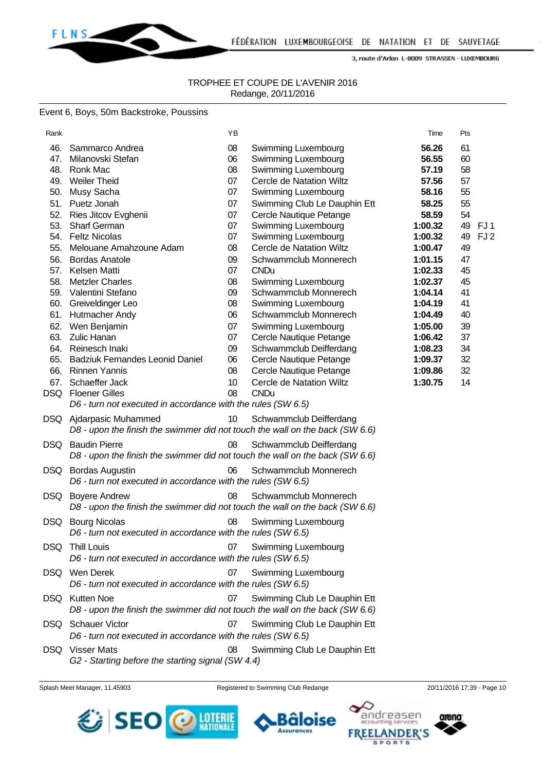TROPHEE ET COUPE DE L'AVENIR 2016
Redange, 20/11/2016

Event 6, Boys, 50m Backstroke, Poussins

| Rank | | YB | | Time | Pts | |
|---|---|---|---|---|---|---|
| 46. | Sammarco Andrea | 08 | Swimming Luxembourg | **56.26** | 61 | |
| 47. | Milanovski Stefan | 06 | Swimming Luxembourg | **56.55** | 60 | |
| 48. | Ronk Mac | 08 | Swimming Luxembourg | **57.19** | 58 | |
| 49. | Weiler Theid | 07 | Cercle de Natation Wiltz | **57.56** | 57 | |
| 50. | Musy Sacha | 07 | Swimming Luxembourg | **58.16** | 55 | |
| 51. | Puetz Jonah | 07 | Swimming Club Le Dauphin Ett | **58.25** | 55 | |
| 52. | Ries Jitcov Evghenii | 07 | Cercle Nautique Petange | **58.59** | 54 | |
| 53. | Sharf German | 07 | Swimming Luxembourg | **1:00.32** | 49 | FJ 1 |
| 54. | Feltz Nicolas | 07 | Swimming Luxembourg | **1:00.32** | 49 | FJ 2 |
| 55. | Melouane Amahzoune Adam | 08 | Cercle de Natation Wiltz | **1:00.47** | 49 | |
| 56. | Bordas Anatole | 09 | Schwammclub Monnerech | **1:01.15** | 47 | |
| 57. | Kelsen Matti | 07 | CNDu | **1:02.33** | 45 | |
| 58. | Metzler Charles | 08 | Swimming Luxembourg | **1:02.37** | 45 | |
| 59. | Valentini Stefano | 09 | Schwammclub Monnerech | **1:04.14** | 41 | |
| 60. | Greiveldinger Leo | 08 | Swimming Luxembourg | **1:04.19** | 41 | |
| 61. | Hutmacher Andy | 06 | Schwammclub Monnerech | **1:04.49** | 40 | |
| 62. | Wen Benjamin | 07 | Swimming Luxembourg | **1:05.00** | 39 | |
| 63. | Zulic Hanan | 07 | Cercle Nautique Petange | **1:06.42** | 37 | |
| 64. | Reinesch Inaki | 09 | Schwammclub Deifferdang | **1:08.23** | 34 | |
| 65. | Badziuk Fernandes Leonid Daniel | 06 | Cercle Nautique Petange | **1:09.37** | 32 | |
| 66. | Rinnen Yannis | 08 | Cercle Nautique Petange | **1:09.86** | 32 | |
| 67. | Schaeffer Jack | 10 | Cercle de Natation Wiltz | **1:30.75** | 14 | |
| DSQ | Floener Gilles | 08 | CNDu | | | |
| | *D6 - turn not executed in accordance with the rules (SW 6.5)* | | | | | |
| DSQ | Ajdarpasic Muhammed | 10 | Schwammclub Deifferdang | | | |
| | *D8 - upon the finish the swimmer did not touch the wall on the back (SW 6.6)* | | | | | |
| DSQ | Baudin Pierre | 08 | Schwammclub Deifferdang | | | |
| | *D8 - upon the finish the swimmer did not touch the wall on the back (SW 6.6)* | | | | | |
| DSQ | Bordas Augustin | 06 | Schwammclub Monnerech | | | |
| | *D6 - turn not executed in accordance with the rules (SW 6.5)* | | | | | |
| DSQ | Boyere Andrew | 08 | Schwammclub Monnerech | | | |
| | *D8 - upon the finish the swimmer did not touch the wall on the back (SW 6.6)* | | | | | |
| DSQ | Bourg Nicolas | 08 | Swimming Luxembourg | | | |
| | *D6 - turn not executed in accordance with the rules (SW 6.5)* | | | | | |
| DSQ | Thill Louis | 07 | Swimming Luxembourg | | | |
| | *D6 - turn not executed in accordance with the rules (SW 6.5)* | | | | | |
| DSQ | Wen Derek | 07 | Swimming Luxembourg | | | |
| | *D6 - turn not executed in accordance with the rules (SW 6.5)* | | | | | |
| DSQ | Kutten Noe | 07 | Swimming Club Le Dauphin Ett | | | |
| | *D8 - upon the finish the swimmer did not touch the wall on the back (SW 6.6)* | | | | | |
| DSQ | Schauer Victor | 07 | Swimming Club Le Dauphin Ett | | | |
| | *D6 - turn not executed in accordance with the rules (SW 6.5)* | | | | | |
| DSQ | Visser Mats | 08 | Swimming Club Le Dauphin Ett | | | |
| | *G2 - Starting before the starting signal (SW 4.4)* | | | | | |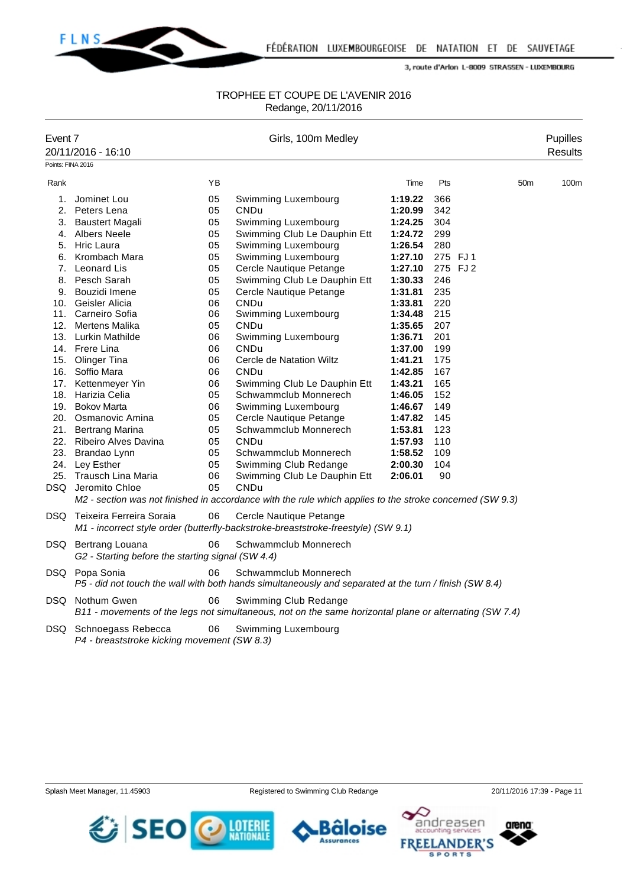TROPHEE ET COUPE DE L'AVENIR 2016
Redange, 20/11/2016

Event 7 — Girls, 100m Medley — Pupilles
20/11/2016 - 16:10 — Results

Points: FINA 2016

| Rank | | YB | | Time | Pts | | 50m | 100m |
|---|---|---|---|---|---|---|---|---|
| 1. | Jominet Lou | 05 | Swimming Luxembourg | **1:19.22** | 366 | | | |
| 2. | Peters Lena | 05 | CNDu | **1:20.99** | 342 | | | |
| 3. | Baustert Magali | 05 | Swimming Luxembourg | **1:24.25** | 304 | | | |
| 4. | Albers Neele | 05 | Swimming Club Le Dauphin Ett | **1:24.72** | 299 | | | |
| 5. | Hric Laura | 05 | Swimming Luxembourg | **1:26.54** | 280 | | | |
| 6. | Krombach Mara | 05 | Swimming Luxembourg | **1:27.10** | 275 | FJ 1 | | |
| 7. | Leonard Lis | 05 | Cercle Nautique Petange | **1:27.10** | 275 | FJ 2 | | |
| 8. | Pesch Sarah | 05 | Swimming Club Le Dauphin Ett | **1:30.33** | 246 | | | |
| 9. | Bouzidi Imene | 05 | Cercle Nautique Petange | **1:31.81** | 235 | | | |
| 10. | Geisler Alicia | 06 | CNDu | **1:33.81** | 220 | | | |
| 11. | Carneiro Sofia | 06 | Swimming Luxembourg | **1:34.48** | 215 | | | |
| 12. | Mertens Malika | 05 | CNDu | **1:35.65** | 207 | | | |
| 13. | Lurkin Mathilde | 06 | Swimming Luxembourg | **1:36.71** | 201 | | | |
| 14. | Frere Lina | 06 | CNDu | **1:37.00** | 199 | | | |
| 15. | Olinger Tina | 06 | Cercle de Natation Wiltz | **1:41.21** | 175 | | | |
| 16. | Soffio Mara | 06 | CNDu | **1:42.85** | 167 | | | |
| 17. | Kettenmeyer Yin | 06 | Swimming Club Le Dauphin Ett | **1:43.21** | 165 | | | |
| 18. | Harizia Celia | 05 | Schwammclub Monnerech | **1:46.05** | 152 | | | |
| 19. | Bokov Marta | 06 | Swimming Luxembourg | **1:46.67** | 149 | | | |
| 20. | Osmanovic Amina | 05 | Cercle Nautique Petange | **1:47.82** | 145 | | | |
| 21. | Bertrang Marina | 05 | Schwammclub Monnerech | **1:53.81** | 123 | | | |
| 22. | Ribeiro Alves Davina | 05 | CNDu | **1:57.93** | 110 | | | |
| 23. | Brandao Lynn | 05 | Schwammclub Monnerech | **1:58.52** | 109 | | | |
| 24. | Ley Esther | 05 | Swimming Club Redange | **2:00.30** | 104 | | | |
| 25. | Trausch Lina Maria | 06 | Swimming Club Le Dauphin Ett | **2:06.01** | 90 | | | |
| DSQ | Jeromito Chloe | 05 | CNDu | | | | | |
| | *M2 - section was not finished in accordance with the rule which applies to the stroke concerned (SW 9.3)* | | | | | | | |
| DSQ | Teixeira Ferreira Soraia | 06 | Cercle Nautique Petange | | | | | |
| | *M1 - incorrect style order (butterfly-backstroke-breaststroke-freestyle) (SW 9.1)* | | | | | | | |
| DSQ | Bertrang Louana | 06 | Schwammclub Monnerech | | | | | |
| | *G2 - Starting before the starting signal (SW 4.4)* | | | | | | | |
| DSQ | Popa Sonia | 06 | Schwammclub Monnerech | | | | | |
| | *P5 - did not touch the wall with both hands simultaneously and separated at the turn / finish (SW 8.4)* | | | | | | | |
| DSQ | Nothum Gwen | 06 | Swimming Club Redange | | | | | |
| | *B11 - movements of the legs not simultaneous, not on the same horizontal plane or alternating (SW 7.4)* | | | | | | | |
| DSQ | Schnoegass Rebecca | 06 | Swimming Luxembourg | | | | | |
| | *P4 - breaststroke kicking movement (SW 8.3)* | | | | | | | |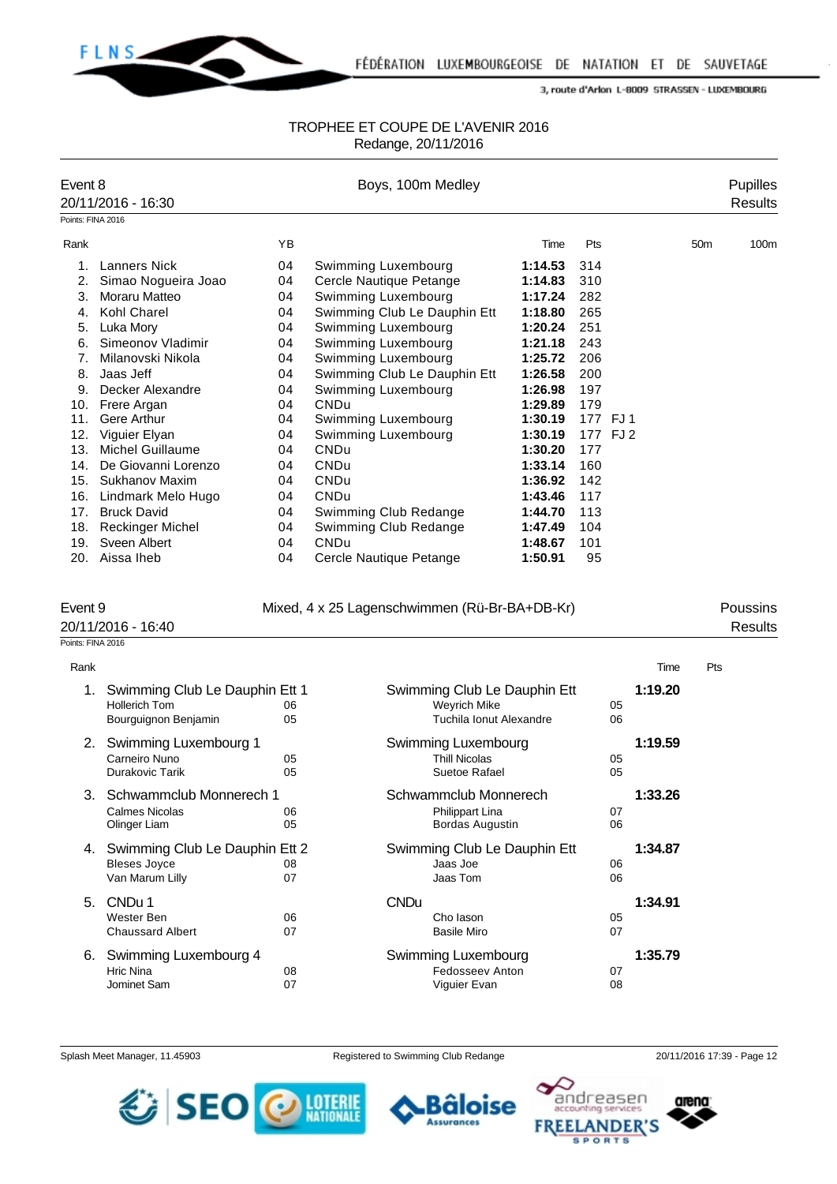TROPHEE ET COUPE DE L'AVENIR 2016
Redange, 20/11/2016

## Event 8 — Boys, 100m Medley — Pupilles

20/11/2016 - 16:30 — Results

Points: FINA 2016

| Rank | | YB | | Time | Pts | | 50m | 100m |
|---|---|---|---|---|---|---|---|---|
| 1. | Lanners Nick | 04 | Swimming Luxembourg | **1:14.53** | 314 | | | |
| 2. | Simao Nogueira Joao | 04 | Cercle Nautique Petange | **1:14.83** | 310 | | | |
| 3. | Moraru Matteo | 04 | Swimming Luxembourg | **1:17.24** | 282 | | | |
| 4. | Kohl Charel | 04 | Swimming Club Le Dauphin Ett | **1:18.80** | 265 | | | |
| 5. | Luka Mory | 04 | Swimming Luxembourg | **1:20.24** | 251 | | | |
| 6. | Simeonov Vladimir | 04 | Swimming Luxembourg | **1:21.18** | 243 | | | |
| 7. | Milanovski Nikola | 04 | Swimming Luxembourg | **1:25.72** | 206 | | | |
| 8. | Jaas Jeff | 04 | Swimming Club Le Dauphin Ett | **1:26.58** | 200 | | | |
| 9. | Decker Alexandre | 04 | Swimming Luxembourg | **1:26.98** | 197 | | | |
| 10. | Frere Argan | 04 | CNDu | **1:29.89** | 179 | | | |
| 11. | Gere Arthur | 04 | Swimming Luxembourg | **1:30.19** | 177 | FJ 1 | | |
| 12. | Viguier Elyan | 04 | Swimming Luxembourg | **1:30.19** | 177 | FJ 2 | | |
| 13. | Michel Guillaume | 04 | CNDu | **1:30.20** | 177 | | | |
| 14. | De Giovanni Lorenzo | 04 | CNDu | **1:33.14** | 160 | | | |
| 15. | Sukhanov Maxim | 04 | CNDu | **1:36.92** | 142 | | | |
| 16. | Lindmark Melo Hugo | 04 | CNDu | **1:43.46** | 117 | | | |
| 17. | Bruck David | 04 | Swimming Club Redange | **1:44.70** | 113 | | | |
| 18. | Reckinger Michel | 04 | Swimming Club Redange | **1:47.49** | 104 | | | |
| 19. | Sveen Albert | 04 | CNDu | **1:48.67** | 101 | | | |
| 20. | Aissa Iheb | 04 | Cercle Nautique Petange | **1:50.91** | 95 | | | |

## Event 9 — Mixed, 4 x 25 Lagenschwimmen (Rü-Br-BA+DB-Kr) — Poussins

20/11/2016 - 16:40 — Results

Points: FINA 2016

| Rank | Team | | Club | | Time | Pts |
|---|---|---|---|---|---|---|
| 1. | Swimming Club Le Dauphin Ett 1 | | Swimming Club Le Dauphin Ett | | **1:19.20** | |
| | Hollerich Tom | 06 | Weyrich Mike | 05 | | |
| | Bourguignon Benjamin | 05 | Tuchila Ionut Alexandre | 06 | | |
| 2. | Swimming Luxembourg 1 | | Swimming Luxembourg | | **1:19.59** | |
| | Carneiro Nuno | 05 | Thill Nicolas | 05 | | |
| | Durakovic Tarik | 05 | Suetoe Rafael | 05 | | |
| 3. | Schwammclub Monnerech 1 | | Schwammclub Monnerech | | **1:33.26** | |
| | Calmes Nicolas | 06 | Philippart Lina | 07 | | |
| | Olinger Liam | 05 | Bordas Augustin | 06 | | |
| 4. | Swimming Club Le Dauphin Ett 2 | | Swimming Club Le Dauphin Ett | | **1:34.87** | |
| | Bleses Joyce | 08 | Jaas Joe | 06 | | |
| | Van Marum Lilly | 07 | Jaas Tom | 06 | | |
| 5. | CNDu 1 | | CNDu | | **1:34.91** | |
| | Wester Ben | 06 | Cho Iason | 05 | | |
| | Chaussard Albert | 07 | Basile Miro | 07 | | |
| 6. | Swimming Luxembourg 4 | | Swimming Luxembourg | | **1:35.79** | |
| | Hric Nina | 08 | Fedosseev Anton | 07 | | |
| | Jominet Sam | 07 | Viguier Evan | 08 | | |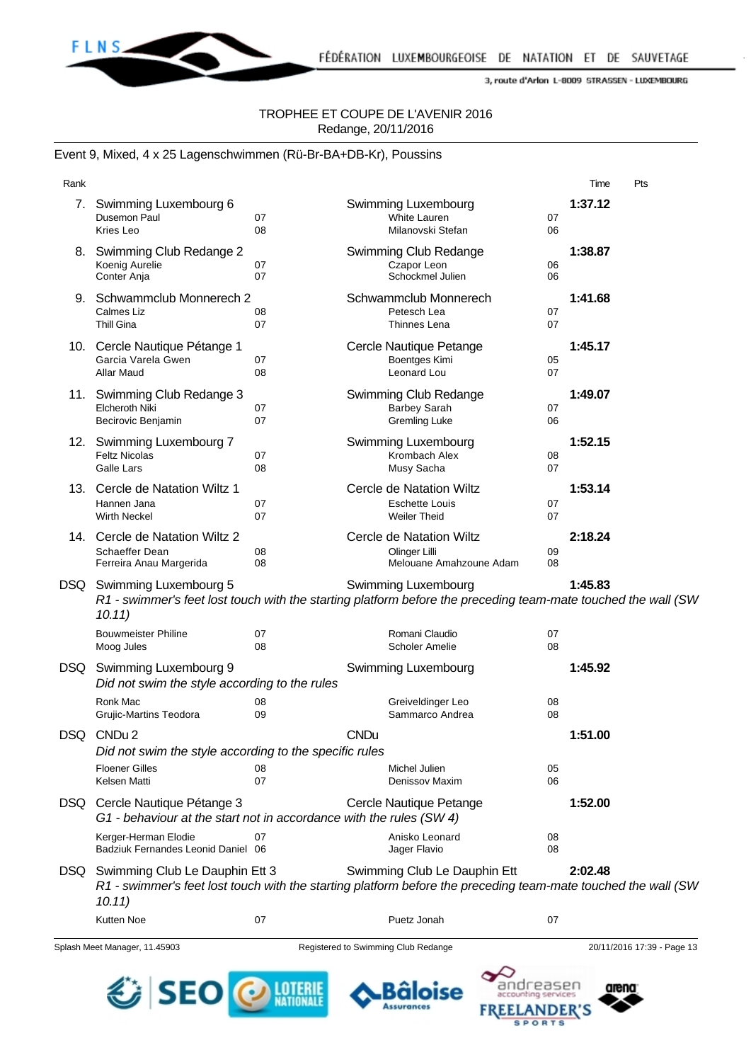TROPHEE ET COUPE DE L'AVENIR 2016
Redange, 20/11/2016

## Event 9, Mixed, 4 x 25 Lagenschwimmen (Rü-Br-BA+DB-Kr), Poussins

| Rank | Team | | Club | | Time | Pts |
|---|---|---|---|---|---|---|
| 7. | Swimming Luxembourg 6 | | Swimming Luxembourg | | **1:37.12** | |
| | Dusemon Paul | 07 | White Lauren | 07 | | |
| | Kries Leo | 08 | Milanovski Stefan | 06 | | |
| 8. | Swimming Club Redange 2 | | Swimming Club Redange | | **1:38.87** | |
| | Koenig Aurelie | 07 | Czapor Leon | 06 | | |
| | Conter Anja | 07 | Schockmel Julien | 06 | | |
| 9. | Schwammclub Monnerech 2 | | Schwammclub Monnerech | | **1:41.68** | |
| | Calmes Liz | 08 | Petesch Lea | 07 | | |
| | Thill Gina | 07 | Thinnes Lena | 07 | | |
| 10. | Cercle Nautique Pétange 1 | | Cercle Nautique Petange | | **1:45.17** | |
| | Garcia Varela Gwen | 07 | Boentges Kimi | 05 | | |
| | Allar Maud | 08 | Leonard Lou | 07 | | |
| 11. | Swimming Club Redange 3 | | Swimming Club Redange | | **1:49.07** | |
| | Elcheroth Niki | 07 | Barbey Sarah | 07 | | |
| | Becirovic Benjamin | 07 | Gremling Luke | 06 | | |
| 12. | Swimming Luxembourg 7 | | Swimming Luxembourg | | **1:52.15** | |
| | Feltz Nicolas | 07 | Krombach Alex | 08 | | |
| | Galle Lars | 08 | Musy Sacha | 07 | | |
| 13. | Cercle de Natation Wiltz 1 | | Cercle de Natation Wiltz | | **1:53.14** | |
| | Hannen Jana | 07 | Eschette Louis | 07 | | |
| | Wirth Neckel | 07 | Weiler Thierd | 07 | | |
| 14. | Cercle de Natation Wiltz 2 | | Cercle de Natation Wiltz | | **2:18.24** | |
| | Schaeffer Dean | 08 | Olinger Lilli | 09 | | |
| | Ferreira Anau Margerida | 08 | Melouane Amahzoune Adam | 08 | | |
| DSQ | Swimming Luxembourg 5 | | Swimming Luxembourg | | **1:45.83** | |
| | *R1 - swimmer's feet lost touch with the starting platform before the preceding team-mate touched the wall (SW 10.11)* | | | | | |
| | Bouwmeister Philine | 07 | Romani Claudio | 07 | | |
| | Moog Jules | 08 | Scholer Amelie | 08 | | |
| DSQ | Swimming Luxembourg 9 | | Swimming Luxembourg | | **1:45.92** | |
| | *Did not swim the style according to the rules* | | | | | |
| | Ronk Mac | 08 | Greiveldinger Leo | 08 | | |
| | Grujic-Martins Teodora | 09 | Sammarco Andrea | 08 | | |
| DSQ | CNDu 2 | | CNDu | | **1:51.00** | |
| | *Did not swim the style according to the specific rules* | | | | | |
| | Floener Gilles | 08 | Michel Julien | 05 | | |
| | Kelsen Matti | 07 | Denissov Maxim | 06 | | |
| DSQ | Cercle Nautique Pétange 3 | | Cercle Nautique Petange | | **1:52.00** | |
| | *G1 - behaviour at the start not in accordance with the rules (SW 4)* | | | | | |
| | Kerger-Herman Elodie | 07 | Anisko Leonard | 08 | | |
| | Badziuk Fernandes Leonid Daniel | 06 | Jager Flavio | 08 | | |
| DSQ | Swimming Club Le Dauphin Ett 3 | | Swimming Club Le Dauphin Ett | | **2:02.48** | |
| | *R1 - swimmer's feet lost touch with the starting platform before the preceding team-mate touched the wall (SW 10.11)* | | | | | |
| | Kutten Noe | 07 | Puetz Jonah | 07 | | |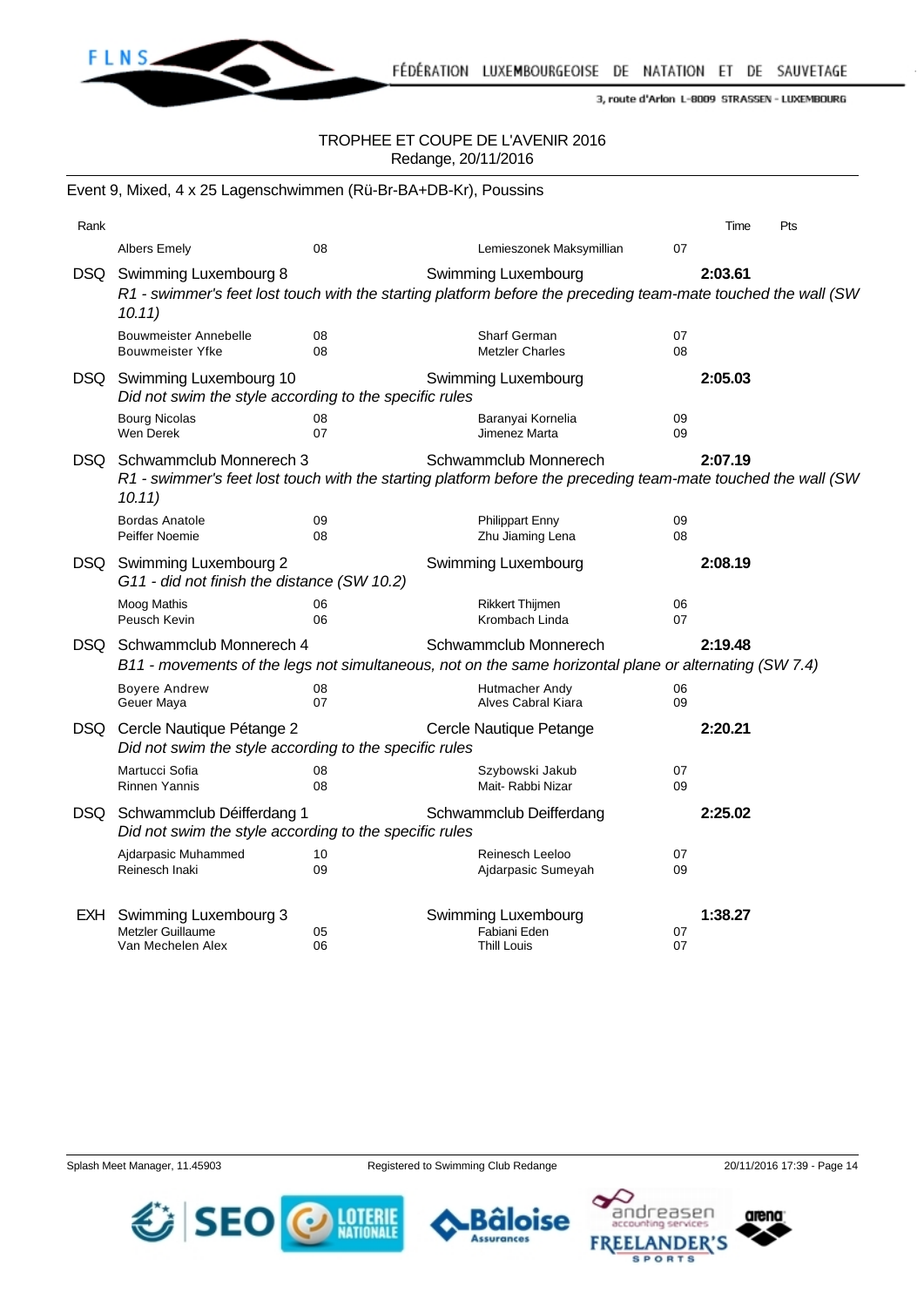TROPHEE ET COUPE DE L'AVENIR 2016
Redange, 20/11/2016

## Event 9, Mixed, 4 x 25 Lagenschwimmen (Rü-Br-BA+DB-Kr), Poussins

| Rank | | | | | Time | Pts |
|---|---|---|---|---|---|---|
| | Albers Emely | 08 | Lemieszonek Maksymillian | 07 | | |
| DSQ | Swimming Luxembourg 8 | | Swimming Luxembourg | | 2:03.61 | |
| | *R1 - swimmer's feet lost touch with the starting platform before the preceding team-mate touched the wall (SW 10.11)* | | | | | |
| | Bouwmeister Annebelle | 08 | Sharf German | 07 | | |
| | Bouwmeister Yfke | 08 | Metzler Charles | 08 | | |
| DSQ | Swimming Luxembourg 10 | | Swimming Luxembourg | | 2:05.03 | |
| | *Did not swim the style according to the specific rules* | | | | | |
| | Bourg Nicolas | 08 | Baranyai Kornelia | 09 | | |
| | Wen Derek | 07 | Jimenez Marta | 09 | | |
| DSQ | Schwammclub Monnerech 3 | | Schwammclub Monnerech | | 2:07.19 | |
| | *R1 - swimmer's feet lost touch with the starting platform before the preceding team-mate touched the wall (SW 10.11)* | | | | | |
| | Bordas Anatole | 09 | Philippart Enny | 09 | | |
| | Peiffer Noemie | 08 | Zhu Jiaming Lena | 08 | | |
| DSQ | Swimming Luxembourg 2 | | Swimming Luxembourg | | 2:08.19 | |
| | *G11 - did not finish the distance (SW 10.2)* | | | | | |
| | Moog Mathis | 06 | Rikkert Thijmen | 06 | | |
| | Peusch Kevin | 06 | Krombach Linda | 07 | | |
| DSQ | Schwammclub Monnerech 4 | | Schwammclub Monnerech | | 2:19.48 | |
| | *B11 - movements of the legs not simultaneous, not on the same horizontal plane or alternating (SW 7.4)* | | | | | |
| | Boyere Andrew | 08 | Hutmacher Andy | 06 | | |
| | Geuer Maya | 07 | Alves Cabral Kiara | 09 | | |
| DSQ | Cercle Nautique Pétange 2 | | Cercle Nautique Petange | | 2:20.21 | |
| | *Did not swim the style according to the specific rules* | | | | | |
| | Martucci Sofia | 08 | Szybowski Jakub | 07 | | |
| | Rinnen Yannis | 08 | Mait- Rabbi Nizar | 09 | | |
| DSQ | Schwammclub Déifferdang 1 | | Schwammclub Deifferdang | | 2:25.02 | |
| | *Did not swim the style according to the specific rules* | | | | | |
| | Ajdarpasic Muhammed | 10 | Reinesch Leeloo | 07 | | |
| | Reinesch Inaki | 09 | Ajdarpasic Sumeyah | 09 | | |
| EXH | Swimming Luxembourg 3 | | Swimming Luxembourg | | 1:38.27 | |
| | Metzler Guillaume | 05 | Fabiani Eden | 07 | | |
| | Van Mechelen Alex | 06 | Thill Louis | 07 | | |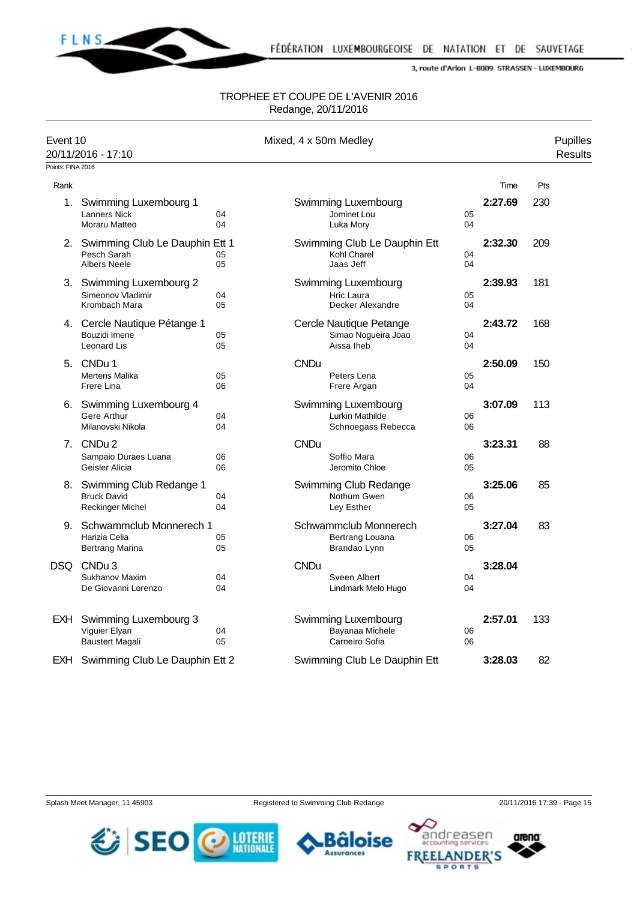FÉDÉRATION LUXEMBOURGEOISE DE NATATION ET DE SAUVETAGE

3, route d'Arlon L-8009 STRASSEN - LUXEMBOURG

# TROPHEE ET COUPE DE L'AVENIR 2016
Redange, 20/11/2016

## Event 10 — Mixed, 4 x 50m Medley — Pupilles Results
20/11/2016 - 17:10

Points: FINA 2016

| Rank | Team | | Club | | Time | Pts |
|---|---|---|---|---|---|---|
| 1. | Swimming Luxembourg 1 | | Swimming Luxembourg | | 2:27.69 | 230 |
| | Lanners Nick | 04 | Jominet Lou | 05 | | |
| | Moraru Matteo | 04 | Luka Mory | 04 | | |
| 2. | Swimming Club Le Dauphin Ett 1 | | Swimming Club Le Dauphin Ett | | 2:32.30 | 209 |
| | Pesch Sarah | 05 | Kohl Charel | 04 | | |
| | Albers Neele | 05 | Jaas Jeff | 04 | | |
| 3. | Swimming Luxembourg 2 | | Swimming Luxembourg | | 2:39.93 | 181 |
| | Simeonov Vladimir | 04 | Hric Laura | 05 | | |
| | Krombach Mara | 05 | Decker Alexandre | 04 | | |
| 4. | Cercle Nautique Pétange 1 | | Cercle Nautique Petange | | 2:43.72 | 168 |
| | Bouzidi Imene | 05 | Simao Nogueira Joao | 04 | | |
| | Leonard Lis | 05 | Aissa Iheb | 04 | | |
| 5. | CNDu 1 | | CNDu | | 2:50.09 | 150 |
| | Mertens Malika | 05 | Peters Lena | 05 | | |
| | Frere Lina | 06 | Frere Argan | 04 | | |
| 6. | Swimming Luxembourg 4 | | Swimming Luxembourg | | 3:07.09 | 113 |
| | Gere Arthur | 04 | Lurkin Mathilde | 06 | | |
| | Milanovski Nikola | 04 | Schnoegass Rebecca | 06 | | |
| 7. | CNDu 2 | | CNDu | | 3:23.31 | 88 |
| | Sampaio Duraes Luana | 06 | Soffio Mara | 06 | | |
| | Geisler Alicia | 06 | Jeromito Chloe | 05 | | |
| 8. | Swimming Club Redange 1 | | Swimming Club Redange | | 3:25.06 | 85 |
| | Bruck David | 04 | Nothum Gwen | 06 | | |
| | Reckinger Michel | 04 | Ley Esther | 05 | | |
| 9. | Schwammclub Monnerech 1 | | Schwammclub Monnerech | | 3:27.04 | 83 |
| | Harizia Celia | 05 | Bertrang Louana | 06 | | |
| | Bertrang Marina | 05 | Brandao Lynn | 05 | | |
| DSQ | CNDu 3 | | CNDu | | 3:28.04 | |
| | Sukhanov Maxim | 04 | Sveen Albert | 04 | | |
| | De Giovanni Lorenzo | 04 | Lindmark Melo Hugo | 04 | | |
| EXH | Swimming Luxembourg 3 | | Swimming Luxembourg | | 2:57.01 | 133 |
| | Viguier Elyan | 04 | Bayanaa Michele | 06 | | |
| | Baustert Magali | 05 | Carneiro Sofia | 06 | | |
| EXH | Swimming Club Le Dauphin Ett 2 | | Swimming Club Le Dauphin Ett | | 3:28.03 | 82 |

Splash Meet Manager, 11.45903 — Registered to Swimming Club Redange — 20/11/2016 17:39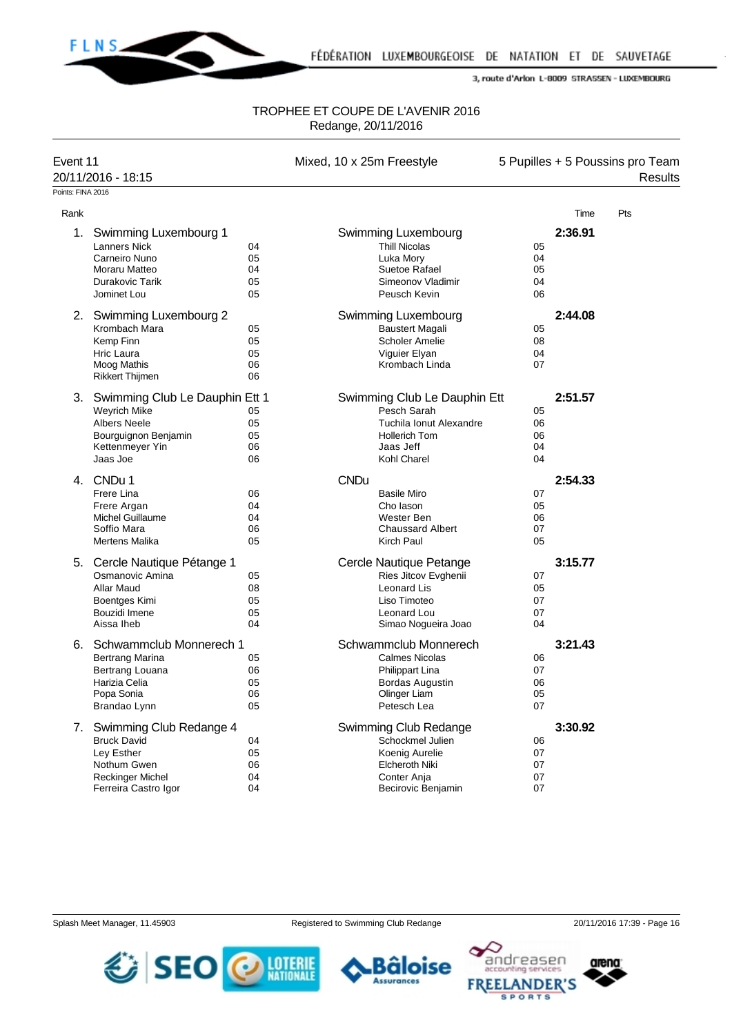FÉDÉRATION LUXEMBOURGEOISE DE NATATION ET DE SAUVETAGE

3, route d'Arlon L-8009 STRASSEN - LUXEMBOURG

# TROPHEE ET COUPE DE L'AVENIR 2016
Redange, 20/11/2016

## Event 11 — Mixed, 10 x 25m Freestyle — 5 Pupilles + 5 Poussins pro Team

20/11/2016 - 18:15

Results

Points: FINA 2016

| Rank | Team | | Club | | Time | Pts |
|---|---|---|---|---|---|---|
| 1. | Swimming Luxembourg 1 | | Swimming Luxembourg | | 2:36.91 | |
| | Lanners Nick | 04 | Thill Nicolas | 05 | | |
| | Carneiro Nuno | 05 | Luka Mory | 04 | | |
| | Moraru Matteo | 04 | Suetoe Rafael | 05 | | |
| | Durakovic Tarik | 05 | Simeonov Vladimir | 04 | | |
| | Jominet Lou | 05 | Peusch Kevin | 06 | | |
| 2. | Swimming Luxembourg 2 | | Swimming Luxembourg | | 2:44.08 | |
| | Krombach Mara | 05 | Baustert Magali | 05 | | |
| | Kemp Finn | 05 | Scholer Amelie | 08 | | |
| | Hric Laura | 05 | Viguier Elyan | 04 | | |
| | Moog Mathis | 06 | Krombach Linda | 07 | | |
| | Rikkert Thijmen | 06 | | | | |
| 3. | Swimming Club Le Dauphin Ett 1 | | Swimming Club Le Dauphin Ett | | 2:51.57 | |
| | Weyrich Mike | 05 | Pesch Sarah | 05 | | |
| | Albers Neele | 05 | Tuchila Ionut Alexandre | 06 | | |
| | Bourguignon Benjamin | 05 | Hollerich Tom | 06 | | |
| | Kettenmeyer Yin | 06 | Jaas Jeff | 04 | | |
| | Jaas Joe | 06 | Kohl Charel | 04 | | |
| 4. | CNDu 1 | | CNDu | | 2:54.33 | |
| | Frere Lina | 06 | Basile Miro | 07 | | |
| | Frere Argan | 04 | Cho Iason | 05 | | |
| | Michel Guillaume | 04 | Wester Ben | 06 | | |
| | Soffio Mara | 06 | Chaussard Albert | 07 | | |
| | Mertens Malika | 05 | Kirch Paul | 05 | | |
| 5. | Cercle Nautique Pétange 1 | | Cercle Nautique Petange | | 3:15.77 | |
| | Osmanovic Amina | 05 | Ries Jitcov Evghenii | 07 | | |
| | Allar Maud | 08 | Leonard Lis | 05 | | |
| | Boentges Kimi | 05 | Liso Timoteo | 07 | | |
| | Bouzidi Imene | 05 | Leonard Lou | 07 | | |
| | Aissa Iheb | 04 | Simao Nogueira Joao | 04 | | |
| 6. | Schwammclub Monnerech 1 | | Schwammclub Monnerech | | 3:21.43 | |
| | Bertrang Marina | 05 | Calmes Nicolas | 06 | | |
| | Bertrang Louana | 06 | Philippart Lina | 07 | | |
| | Harizia Celia | 05 | Bordas Augustin | 06 | | |
| | Popa Sonia | 06 | Olinger Liam | 05 | | |
| | Brandao Lynn | 05 | Petesch Lea | 07 | | |
| 7. | Swimming Club Redange 4 | | Swimming Club Redange | | 3:30.92 | |
| | Bruck David | 04 | Schockmel Julien | 06 | | |
| | Ley Esther | 05 | Koenig Aurelie | 07 | | |
| | Nothum Gwen | 06 | Elcheroth Niki | 07 | | |
| | Reckinger Michel | 04 | Conter Anja | 07 | | |
| | Ferreira Castro Igor | 04 | Becirovic Benjamin | 07 | | |

Splash Meet Manager, 11.45903 — Registered to Swimming Club Redange — 20/11/2016 17:39